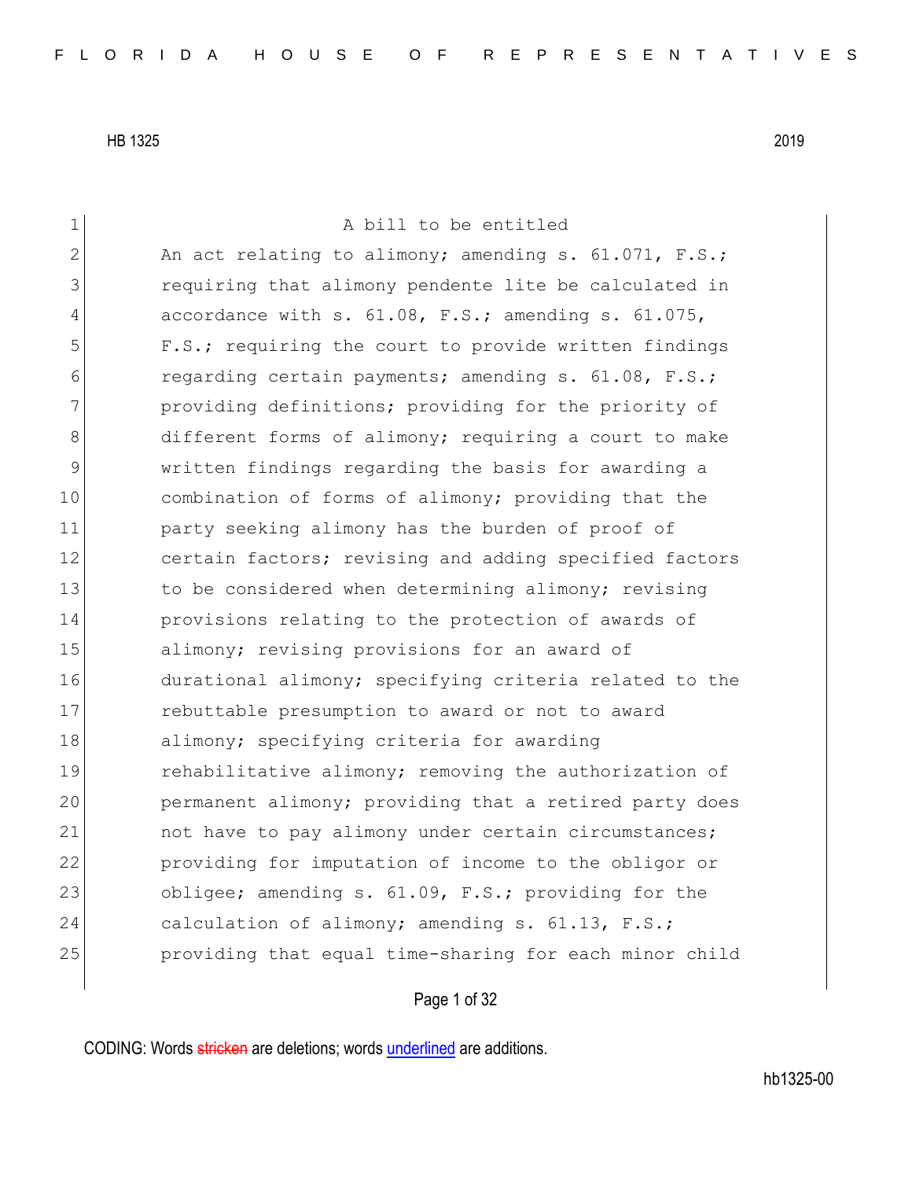HB 1325 2019

A bill to be entitled

An act relating to alimony; amending s. 61.071, F.S.; requiring that alimony pendente lite be calculated in accordance with s. 61.08, F.S.; amending s. 61.075, F.S.; requiring the court to provide written findings regarding certain payments; amending s. 61.08, F.S.; providing definitions; providing for the priority of different forms of alimony; requiring a court to make written findings regarding the basis for awarding a combination of forms of alimony; providing that the party seeking alimony has the burden of proof of certain factors; revising and adding specified factors to be considered when determining alimony; revising provisions relating to the protection of awards of alimony; revising provisions for an award of durational alimony; specifying criteria related to the rebuttable presumption to award or not to award alimony; specifying criteria for awarding rehabilitative alimony; removing the authorization of permanent alimony; providing that a retired party does not have to pay alimony under certain circumstances; providing for imputation of income to the obligor or obligee; amending s. 61.09, F.S.; providing for the calculation of alimony; amending s. 61.13, F.S.; providing that equal time-sharing for each minor child

CODING: Words ~~stricken~~ are deletions; words underlined are additions.

hb1325-00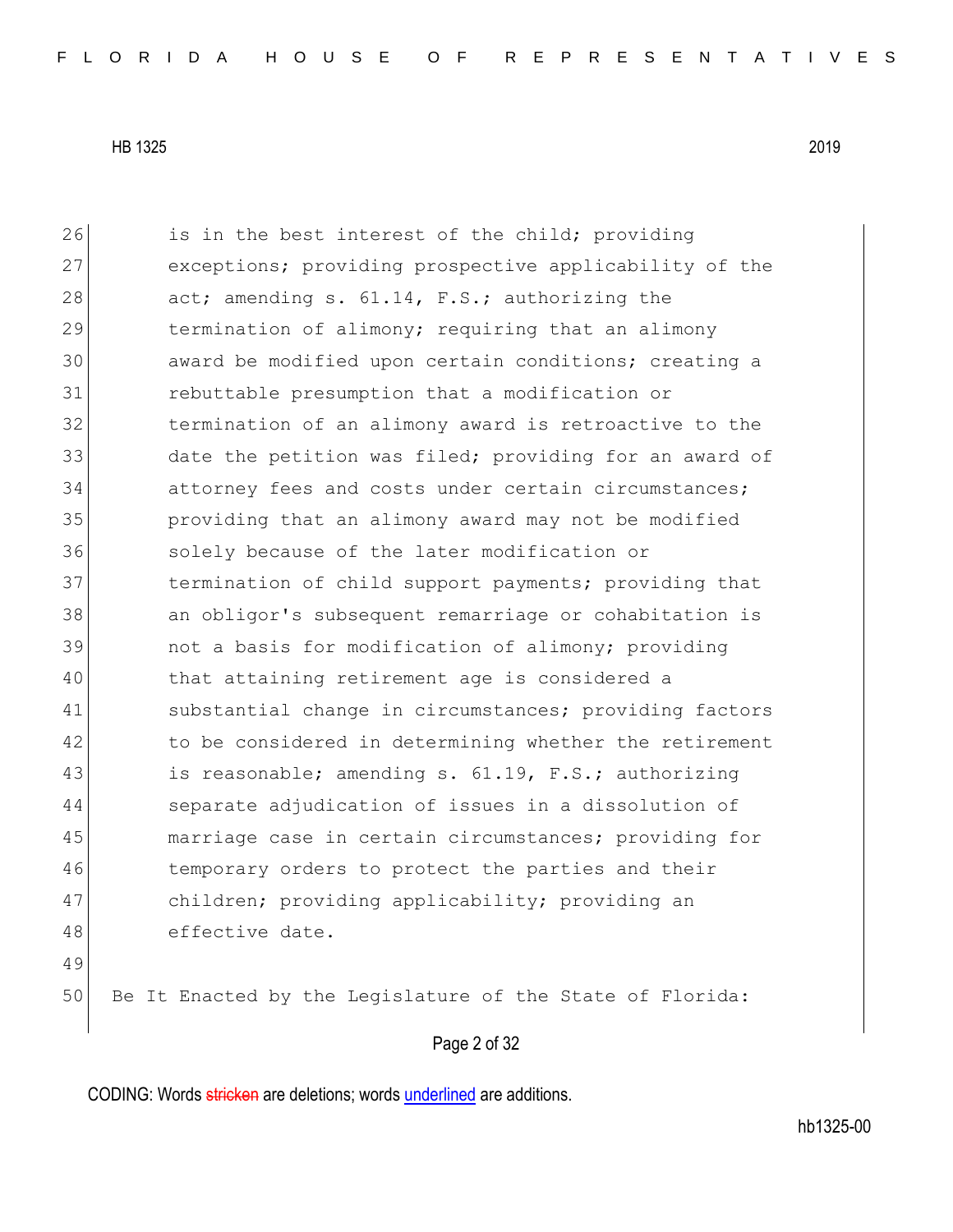is in the best interest of the child; providing exceptions; providing prospective applicability of the act; amending s. 61.14, F.S.; authorizing the termination of alimony; requiring that an alimony award be modified upon certain conditions; creating a rebuttable presumption that a modification or termination of an alimony award is retroactive to the date the petition was filed; providing for an award of attorney fees and costs under certain circumstances; providing that an alimony award may not be modified solely because of the later modification or termination of child support payments; providing that an obligor's subsequent remarriage or cohabitation is not a basis for modification of alimony; providing that attaining retirement age is considered a substantial change in circumstances; providing factors to be considered in determining whether the retirement is reasonable; amending s. 61.19, F.S.; authorizing separate adjudication of issues in a dissolution of marriage case in certain circumstances; providing for temporary orders to protect the parties and their children; providing applicability; providing an effective date.

Be It Enacted by the Legislature of the State of Florida: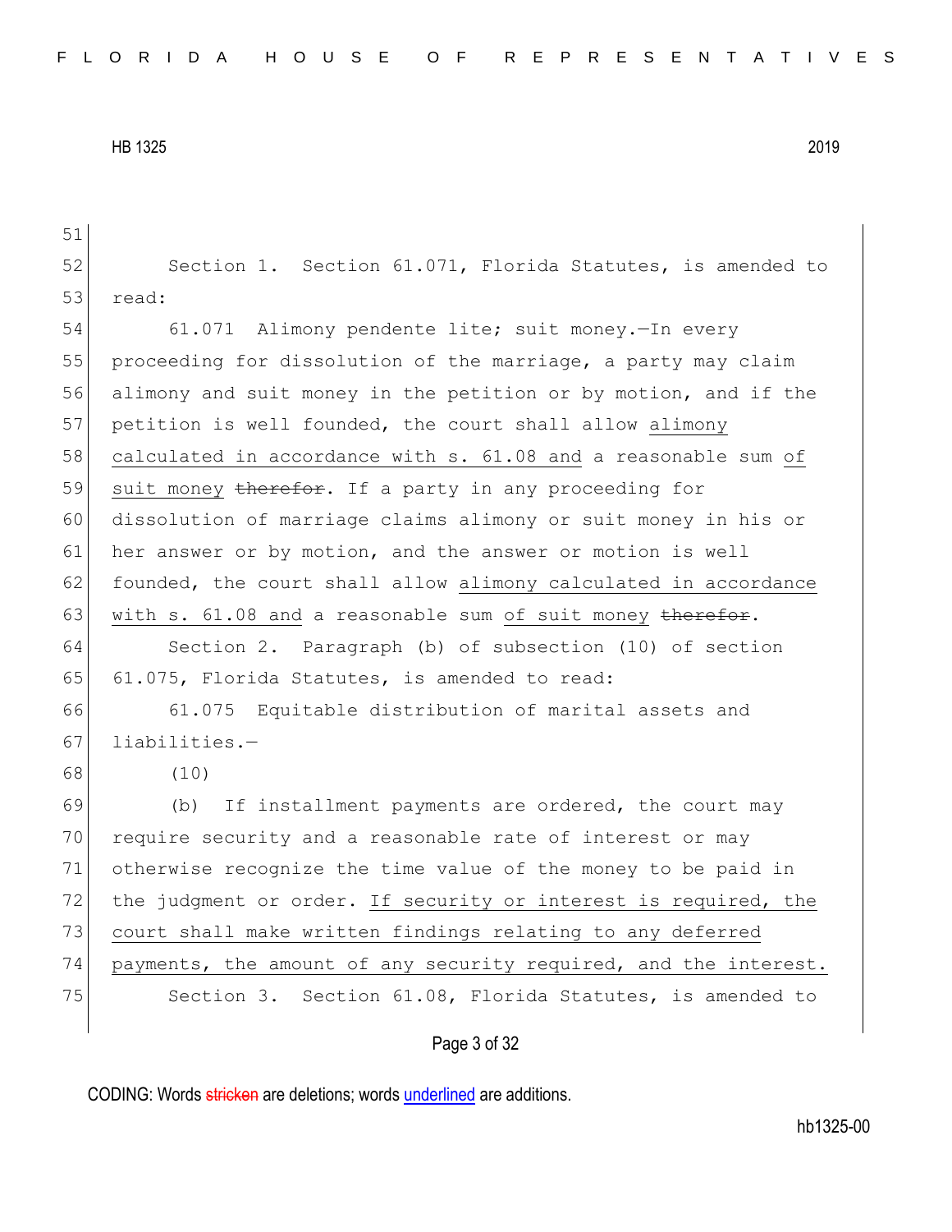Section 1. Section 61.071, Florida Statutes, is amended to read:

61.071 Alimony pendente lite; suit money.—In every proceeding for dissolution of the marriage, a party may claim alimony and suit money in the petition or by motion, and if the petition is well founded, the court shall allow <u>alimony calculated in accordance with s. 61.08 and</u> a reasonable sum <u>of suit money</u> ~~therefor~~. If a party in any proceeding for dissolution of marriage claims alimony or suit money in his or her answer or by motion, and the answer or motion is well founded, the court shall allow <u>alimony calculated in accordance with s. 61.08 and</u> a reasonable sum <u>of suit money</u> ~~therefor~~.

Section 2. Paragraph (b) of subsection (10) of section 61.075, Florida Statutes, is amended to read:

61.075 Equitable distribution of marital assets and liabilities.—

(10)

(b) If installment payments are ordered, the court may require security and a reasonable rate of interest or may otherwise recognize the time value of the money to be paid in the judgment or order. <u>If security or interest is required, the court shall make written findings relating to any deferred payments, the amount of any security required, and the interest.</u>

Section 3. Section 61.08, Florida Statutes, is amended to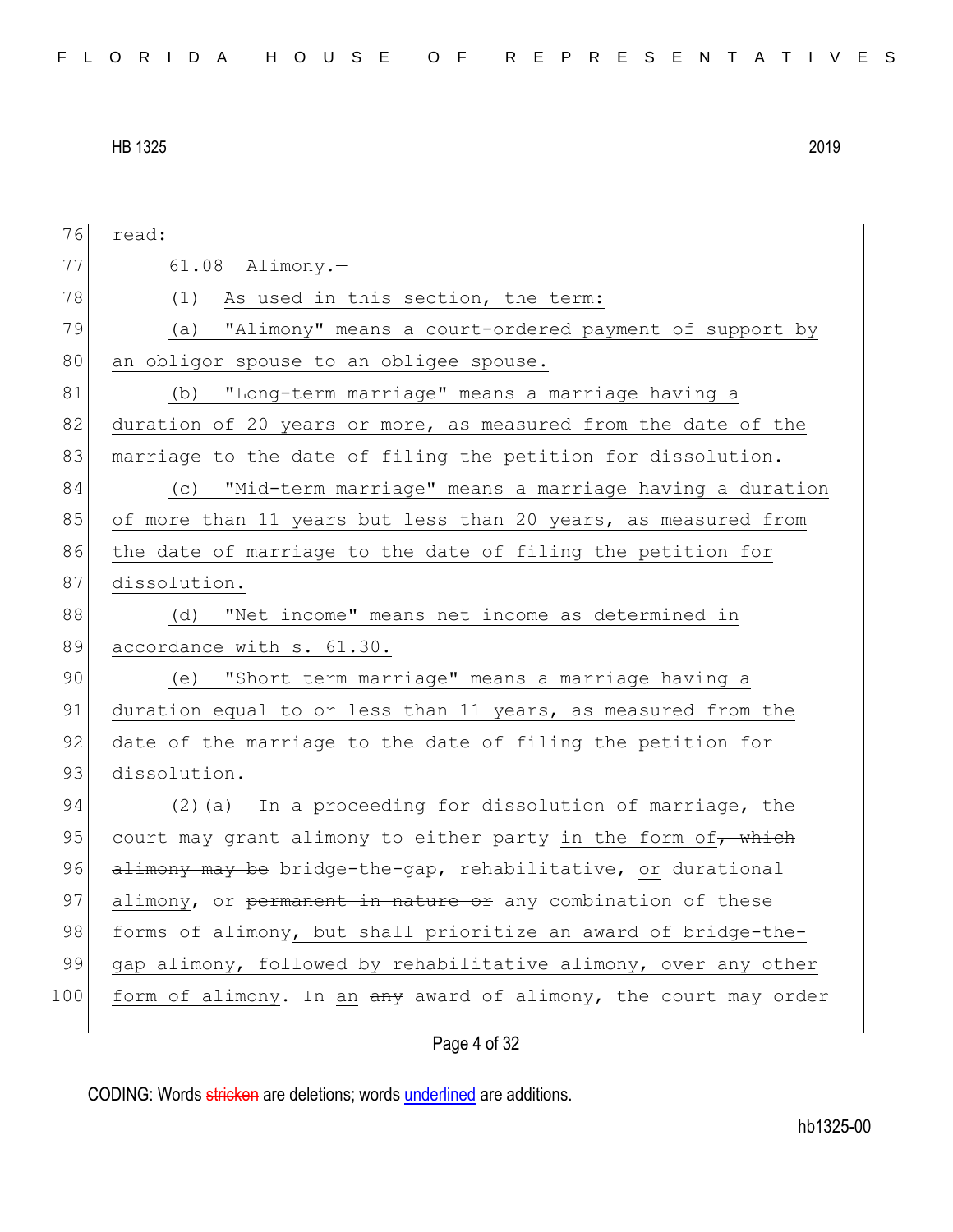76 read:

77 61.08 Alimony.—

78 (1) As used in this section, the term:

79 (a) "Alimony" means a court-ordered payment of support by

80 an obligor spouse to an obligee spouse.

81 (b) "Long-term marriage" means a marriage having a

82 duration of 20 years or more, as measured from the date of the

83 marriage to the date of filing the petition for dissolution.

84 (c) "Mid-term marriage" means a marriage having a duration

85 of more than 11 years but less than 20 years, as measured from

86 the date of marriage to the date of filing the petition for

87 dissolution.

88 (d) "Net income" means net income as determined in

89 accordance with s. 61.30.

90 (e) "Short term marriage" means a marriage having a

91 duration equal to or less than 11 years, as measured from the

92 date of the marriage to the date of filing the petition for

93 dissolution.

94 (2)(a) In a proceeding for dissolution of marriage, the

95 court may grant alimony to either party in the form of~~, which~~

96 ~~alimony may be~~ bridge-the-gap, rehabilitative, or durational

97 alimony, or ~~permanent in nature or~~ any combination of these

98 forms of alimony, but shall prioritize an award of bridge-the-

99 gap alimony, followed by rehabilitative alimony, over any other

100 form of alimony. In an ~~any~~ award of alimony, the court may order

CODING: Words ~~stricken~~ are deletions; words underlined are additions.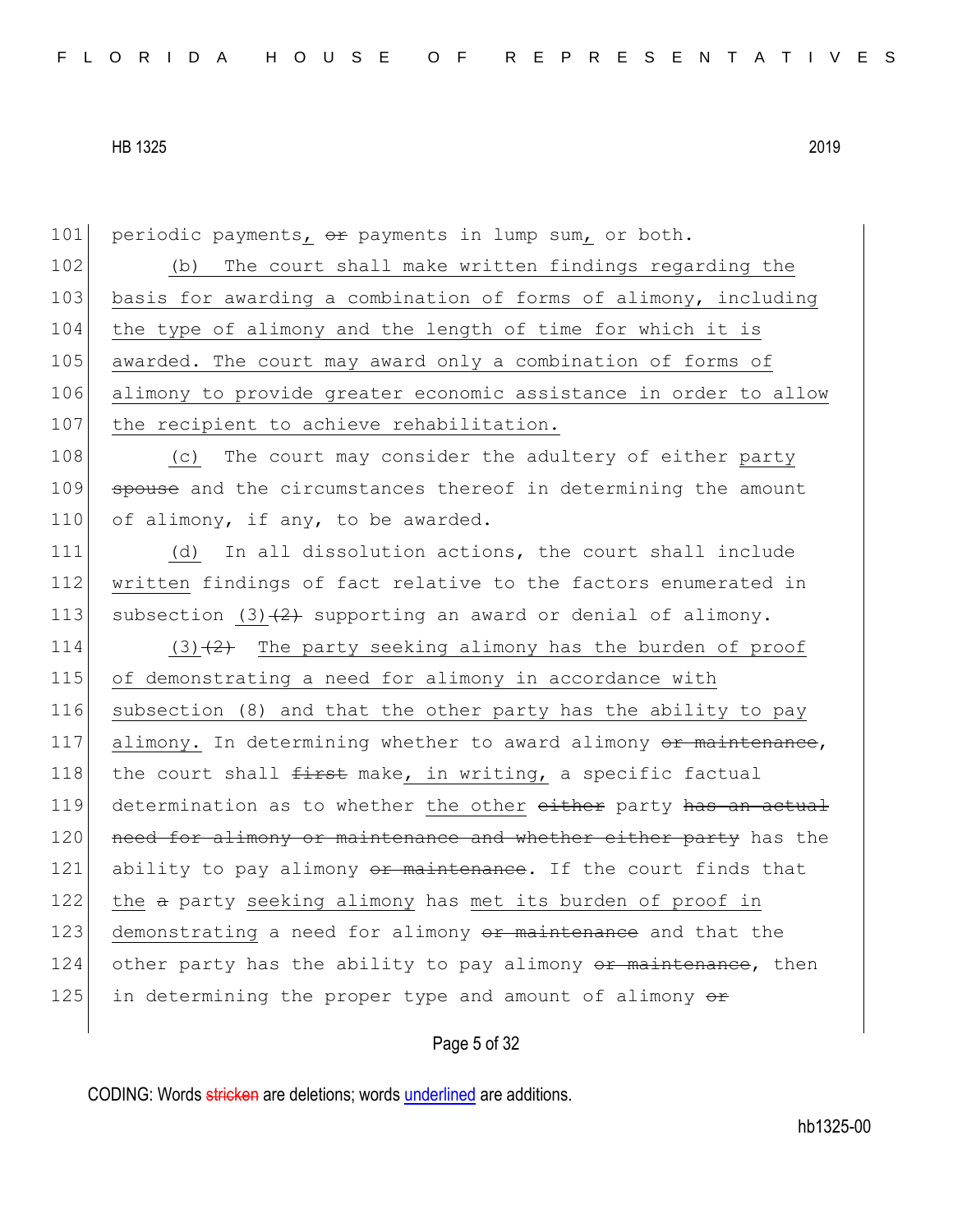101 periodic payments, ~~or~~ payments in lump sum, or both.

102 (b) The court shall make written findings regarding the
103 basis for awarding a combination of forms of alimony, including
104 the type of alimony and the length of time for which it is
105 awarded. The court may award only a combination of forms of
106 alimony to provide greater economic assistance in order to allow
107 the recipient to achieve rehabilitation.

108 (c) The court may consider the adultery of either party
109 ~~spouse~~ and the circumstances thereof in determining the amount
110 of alimony, if any, to be awarded.

111 (d) In all dissolution actions, the court shall include
112 written findings of fact relative to the factors enumerated in
113 subsection (3)~~(2)~~ supporting an award or denial of alimony.

114 (3)~~(2)~~ The party seeking alimony has the burden of proof
115 of demonstrating a need for alimony in accordance with
116 subsection (8) and that the other party has the ability to pay
117 alimony. In determining whether to award alimony ~~or maintenance~~,
118 the court shall ~~first~~ make, in writing, a specific factual
119 determination as to whether the other ~~either~~ party ~~has an actual~~
120 ~~need for alimony or maintenance and whether either party~~ has the
121 ability to pay alimony ~~or maintenance~~. If the court finds that
122 the ~~a~~ party seeking alimony has met its burden of proof in
123 demonstrating a need for alimony ~~or maintenance~~ and that the
124 other party has the ability to pay alimony ~~or maintenance~~, then
125 in determining the proper type and amount of alimony ~~or~~

CODING: Words ~~stricken~~ are deletions; words underlined are additions.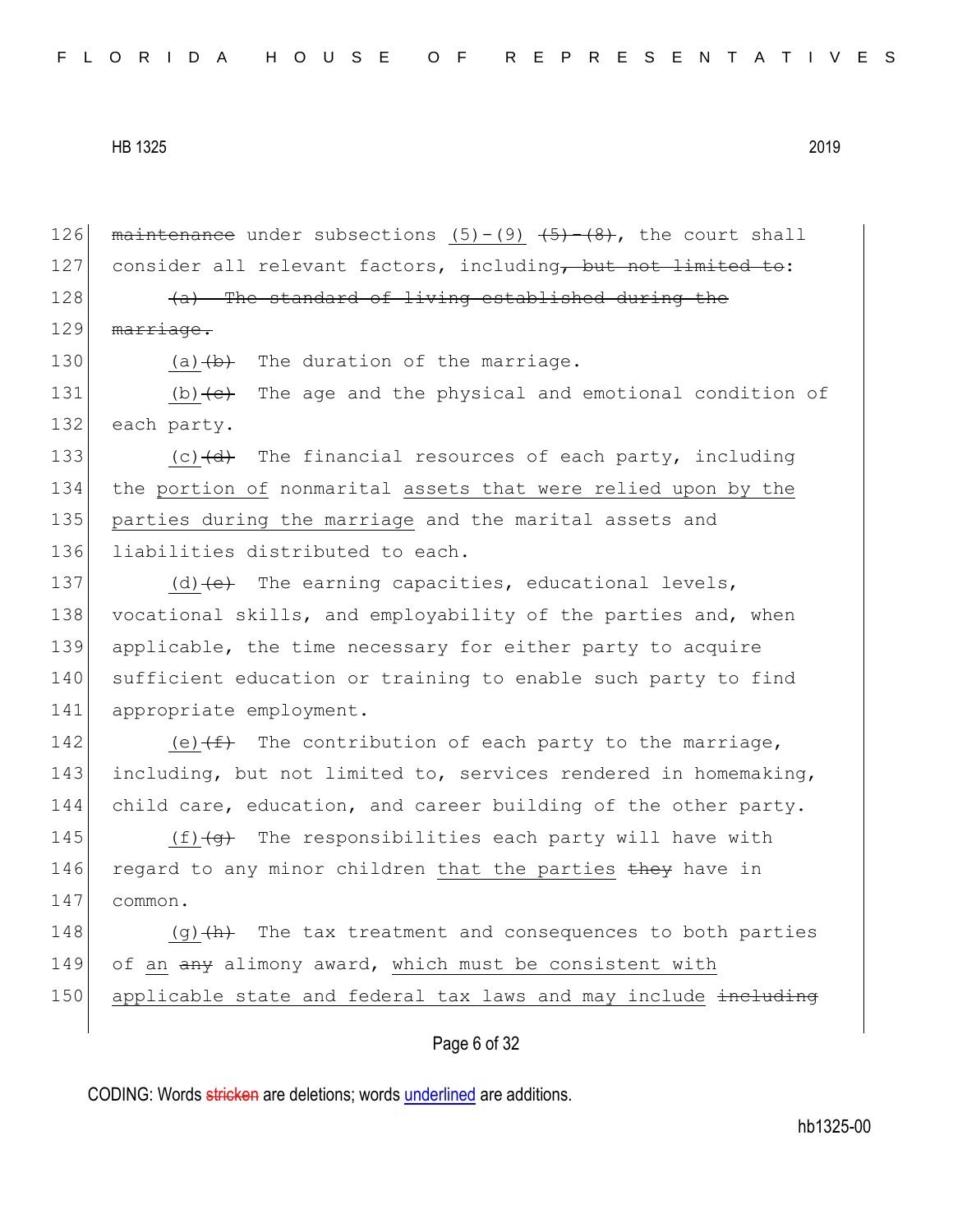126 ~~maintenance~~ under subsections <u>(5)-(9)</u> ~~(5)-(8)~~, the court shall
127 consider all relevant factors, including~~, but not limited to~~:

128 ~~(a) The standard of living established during the~~
129 ~~marriage.~~

130 <u>(a)</u>~~(b)~~ The duration of the marriage.

131 <u>(b)</u>~~(c)~~ The age and the physical and emotional condition of
132 each party.

133 <u>(c)</u>~~(d)~~ The financial resources of each party, including
134 the <u>portion of</u> nonmarital <u>assets that were relied upon by the</u>
135 <u>parties during the marriage</u> and the marital assets and
136 liabilities distributed to each.

137 <u>(d)</u>~~(e)~~ The earning capacities, educational levels,
138 vocational skills, and employability of the parties and, when
139 applicable, the time necessary for either party to acquire
140 sufficient education or training to enable such party to find
141 appropriate employment.

142 <u>(e)</u>~~(f)~~ The contribution of each party to the marriage,
143 including, but not limited to, services rendered in homemaking,
144 child care, education, and career building of the other party.

145 <u>(f)</u>~~(g)~~ The responsibilities each party will have with
146 regard to any minor children <u>that the parties</u> ~~they~~ have in
147 common.

148 <u>(g)</u>~~(h)~~ The tax treatment and consequences to both parties
149 of <u>an</u> ~~any~~ alimony award, <u>which must be consistent with</u>
150 <u>applicable state and federal tax laws and may include</u> ~~including~~

CODING: Words ~~stricken~~ are deletions; words <u>underlined</u> are additions.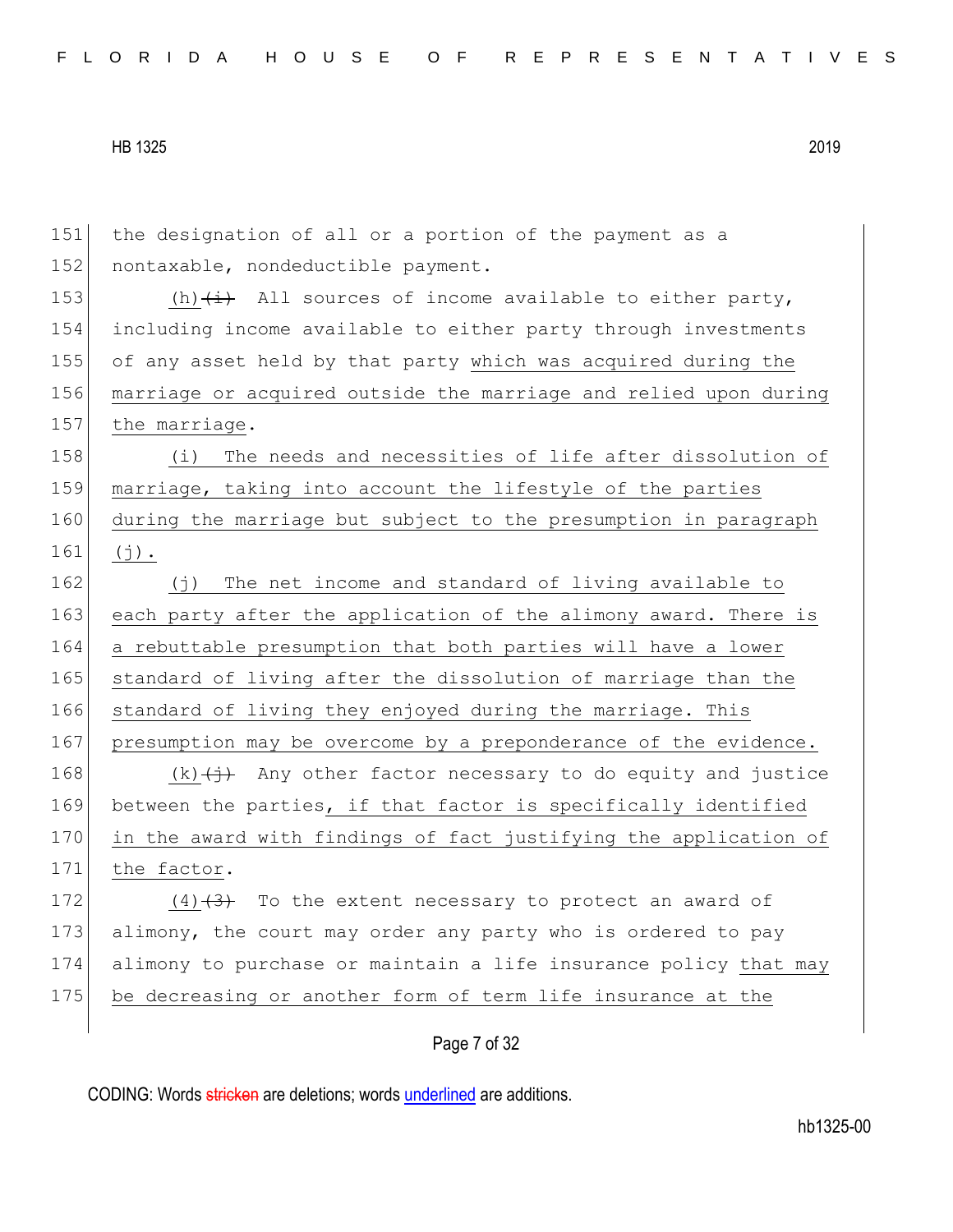151 the designation of all or a portion of the payment as a
152 nontaxable, nondeductible payment.

153 (h) ~~(i)~~ All sources of income available to either party,
154 including income available to either party through investments
155 of any asset held by that party <u>which was acquired during the</u>
156 <u>marriage or acquired outside the marriage and relied upon during</u>
157 <u>the marriage</u>.

158 <u>(i) The needs and necessities of life after dissolution of</u>
159 <u>marriage, taking into account the lifestyle of the parties</u>
160 <u>during the marriage but subject to the presumption in paragraph</u>
161 <u>(j).</u>

162 <u>(j) The net income and standard of living available to</u>
163 <u>each party after the application of the alimony award. There is</u>
164 <u>a rebuttable presumption that both parties will have a lower</u>
165 <u>standard of living after the dissolution of marriage than the</u>
166 <u>standard of living they enjoyed during the marriage. This</u>
167 <u>presumption may be overcome by a preponderance of the evidence.</u>

168 <u>(k)</u> ~~(j)~~ Any other factor necessary to do equity and justice
169 between the parties<u>, if that factor is specifically identified</u>
170 <u>in the award with findings of fact justifying the application of</u>
171 <u>the factor</u>.

172 <u>(4)</u> ~~(3)~~ To the extent necessary to protect an award of
173 alimony, the court may order any party who is ordered to pay
174 alimony to purchase or maintain a life insurance policy <u>that may</u>
175 <u>be decreasing or another form of term life insurance at the</u>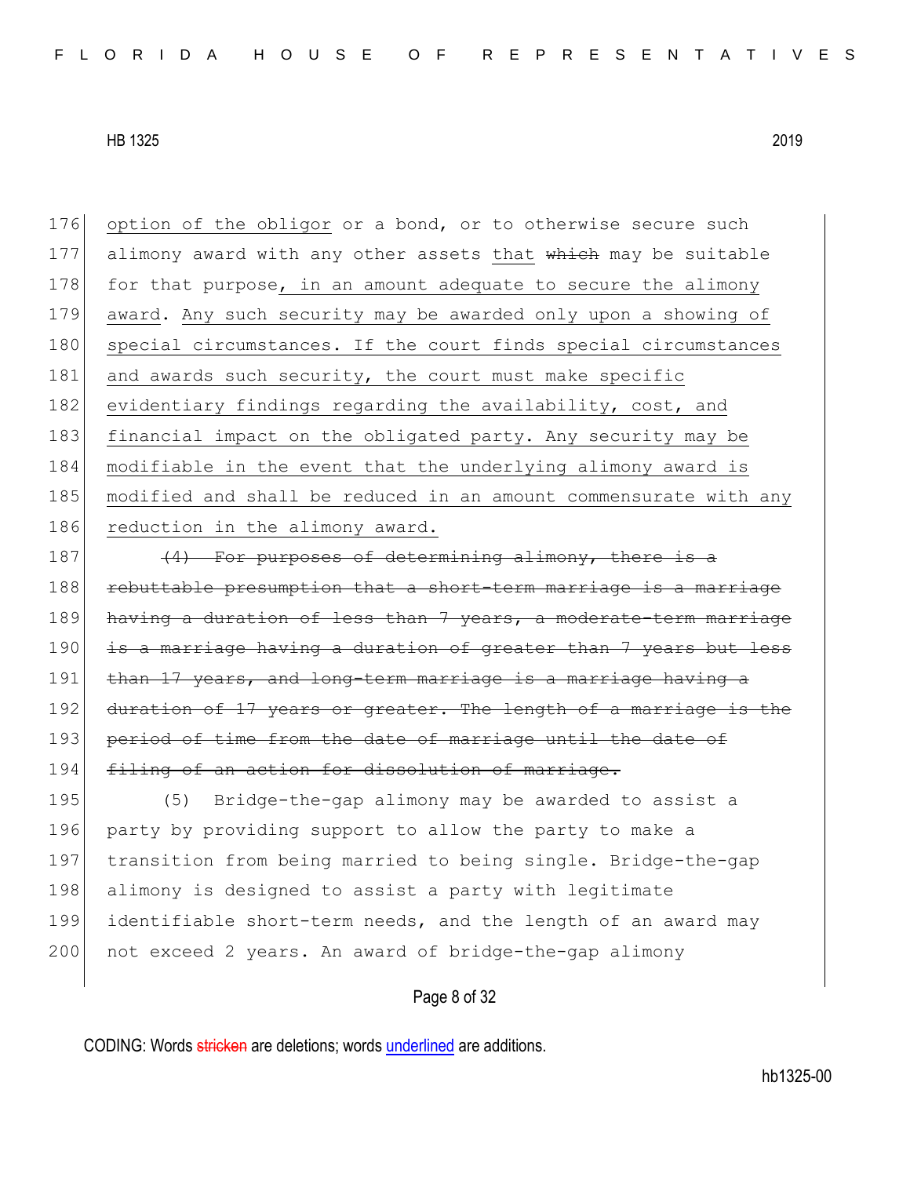176 option of the obligor or a bond, or to otherwise secure such
177 alimony award with any other assets that ~~which~~ may be suitable
178 for that purpose, in an amount adequate to secure the alimony
179 award. Any such security may be awarded only upon a showing of
180 special circumstances. If the court finds special circumstances
181 and awards such security, the court must make specific
182 evidentiary findings regarding the availability, cost, and
183 financial impact on the obligated party. Any security may be
184 modifiable in the event that the underlying alimony award is
185 modified and shall be reduced in an amount commensurate with any
186 reduction in the alimony award.

187 ~~(4) For purposes of determining alimony, there is a~~
188 ~~rebuttable presumption that a short-term marriage is a marriage~~
189 ~~having a duration of less than 7 years, a moderate-term marriage~~
190 ~~is a marriage having a duration of greater than 7 years but less~~
191 ~~than 17 years, and long-term marriage is a marriage having a~~
192 ~~duration of 17 years or greater. The length of a marriage is the~~
193 ~~period of time from the date of marriage until the date of~~
194 ~~filing of an action for dissolution of marriage.~~

195 (5) Bridge-the-gap alimony may be awarded to assist a
196 party by providing support to allow the party to make a
197 transition from being married to being single. Bridge-the-gap
198 alimony is designed to assist a party with legitimate
199 identifiable short-term needs, and the length of an award may
200 not exceed 2 years. An award of bridge-the-gap alimony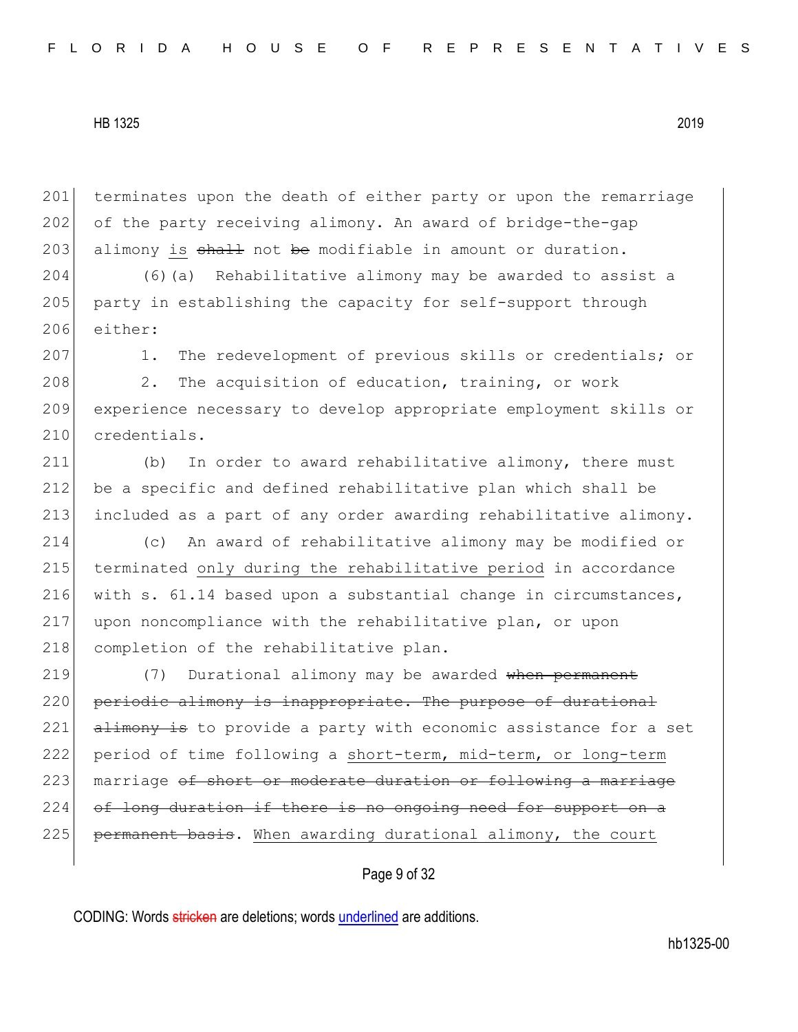201 terminates upon the death of either party or upon the remarriage
202 of the party receiving alimony. An award of bridge-the-gap
203 alimony <u>is</u> ~~shall~~ not ~~be~~ modifiable in amount or duration.

204 (6)(a) Rehabilitative alimony may be awarded to assist a
205 party in establishing the capacity for self-support through
206 either:

207 1. The redevelopment of previous skills or credentials; or

208 2. The acquisition of education, training, or work
209 experience necessary to develop appropriate employment skills or
210 credentials.

211 (b) In order to award rehabilitative alimony, there must
212 be a specific and defined rehabilitative plan which shall be
213 included as a part of any order awarding rehabilitative alimony.

214 (c) An award of rehabilitative alimony may be modified or
215 terminated <u>only during the rehabilitative period</u> in accordance
216 with s. 61.14 based upon a substantial change in circumstances,
217 upon noncompliance with the rehabilitative plan, or upon
218 completion of the rehabilitative plan.

219 (7) Durational alimony may be awarded ~~when permanent~~
220 ~~periodic alimony is inappropriate. The purpose of durational~~
221 ~~alimony is~~ to provide a party with economic assistance for a set
222 period of time following a <u>short-term, mid-term, or long-term</u>
223 marriage ~~of short or moderate duration or following a marriage~~
224 ~~of long duration if there is no ongoing need for support on a~~
225 ~~permanent basis~~. <u>When awarding durational alimony, the court</u>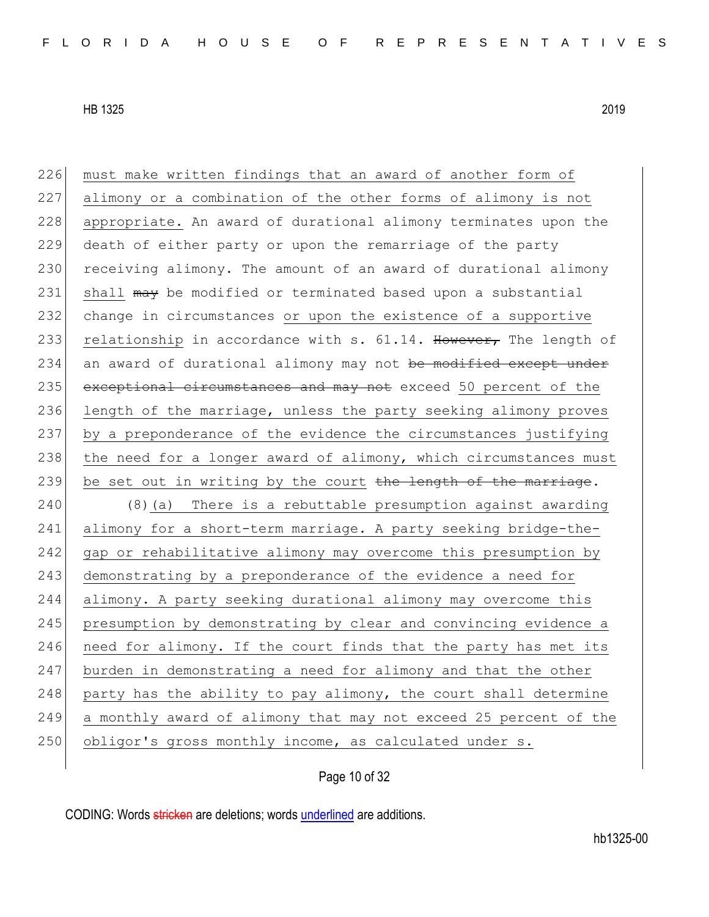226 must make written findings that an award of another form of
227 alimony or a combination of the other forms of alimony is not
228 appropriate. An award of durational alimony terminates upon the
229 death of either party or upon the remarriage of the party
230 receiving alimony. The amount of an award of durational alimony
231 shall ~~may~~ be modified or terminated based upon a substantial
232 change in circumstances or upon the existence of a supportive
233 relationship in accordance with s. 61.14. ~~However,~~ The length of
234 an award of durational alimony may not ~~be modified except under~~
235 ~~exceptional circumstances and may not~~ exceed 50 percent of the
236 length of the marriage, unless the party seeking alimony proves
237 by a preponderance of the evidence the circumstances justifying
238 the need for a longer award of alimony, which circumstances must
239 be set out in writing by the court ~~the length of the marriage~~.

240 (8)(a) There is a rebuttable presumption against awarding
241 alimony for a short-term marriage. A party seeking bridge-the-
242 gap or rehabilitative alimony may overcome this presumption by
243 demonstrating by a preponderance of the evidence a need for
244 alimony. A party seeking durational alimony may overcome this
245 presumption by demonstrating by clear and convincing evidence a
246 need for alimony. If the court finds that the party has met its
247 burden in demonstrating a need for alimony and that the other
248 party has the ability to pay alimony, the court shall determine
249 a monthly award of alimony that may not exceed 25 percent of the
250 obligor's gross monthly income, as calculated under s.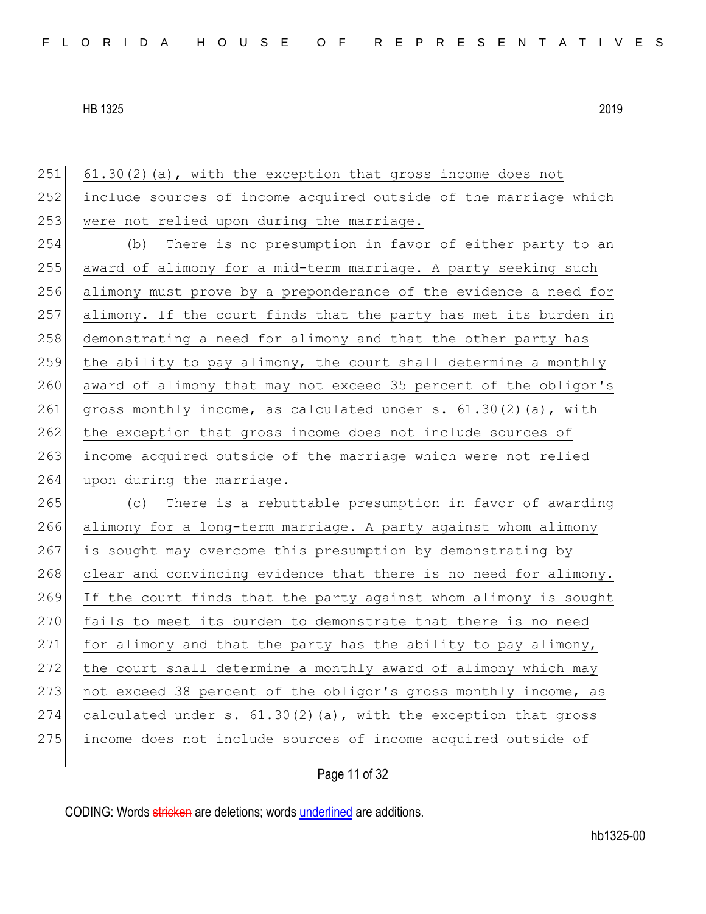61.30(2)(a), with the exception that gross income does not include sources of income acquired outside of the marriage which were not relied upon during the marriage.

(b) There is no presumption in favor of either party to an award of alimony for a mid-term marriage. A party seeking such alimony must prove by a preponderance of the evidence a need for alimony. If the court finds that the party has met its burden in demonstrating a need for alimony and that the other party has the ability to pay alimony, the court shall determine a monthly award of alimony that may not exceed 35 percent of the obligor's gross monthly income, as calculated under s. 61.30(2)(a), with the exception that gross income does not include sources of income acquired outside of the marriage which were not relied upon during the marriage.

(c) There is a rebuttable presumption in favor of awarding alimony for a long-term marriage. A party against whom alimony is sought may overcome this presumption by demonstrating by clear and convincing evidence that there is no need for alimony. If the court finds that the party against whom alimony is sought fails to meet its burden to demonstrate that there is no need for alimony and that the party has the ability to pay alimony, the court shall determine a monthly award of alimony which may not exceed 38 percent of the obligor's gross monthly income, as calculated under s. 61.30(2)(a), with the exception that gross income does not include sources of income acquired outside of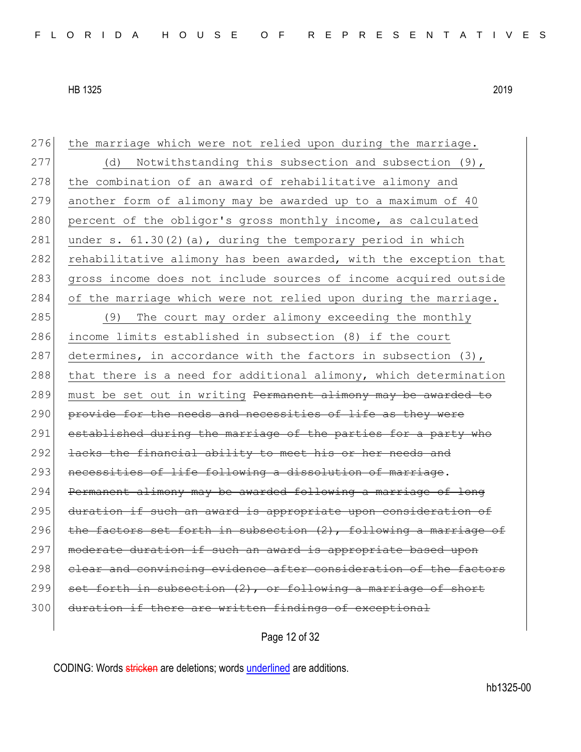276 the marriage which were not relied upon during the marriage.

277 (d) Notwithstanding this subsection and subsection (9),
278 the combination of an award of rehabilitative alimony and
279 another form of alimony may be awarded up to a maximum of 40
280 percent of the obligor's gross monthly income, as calculated
281 under s. 61.30(2)(a), during the temporary period in which
282 rehabilitative alimony has been awarded, with the exception that
283 gross income does not include sources of income acquired outside
284 of the marriage which were not relied upon during the marriage.

285 (9) The court may order alimony exceeding the monthly
286 income limits established in subsection (8) if the court
287 determines, in accordance with the factors in subsection (3),
288 that there is a need for additional alimony, which determination
289 must be set out in writing ~~Permanent alimony may be awarded to~~
290 ~~provide for the needs and necessities of life as they were~~
291 ~~established during the marriage of the parties for a party who~~
292 ~~lacks the financial ability to meet his or her needs and~~
293 ~~necessities of life following a dissolution of marriage~~.
294 ~~Permanent alimony may be awarded following a marriage of long~~
295 ~~duration if such an award is appropriate upon consideration of~~
296 ~~the factors set forth in subsection (2), following a marriage of~~
297 ~~moderate duration if such an award is appropriate based upon~~
298 ~~clear and convincing evidence after consideration of the factors~~
299 ~~set forth in subsection (2), or following a marriage of short~~
300 ~~duration if there are written findings of exceptional~~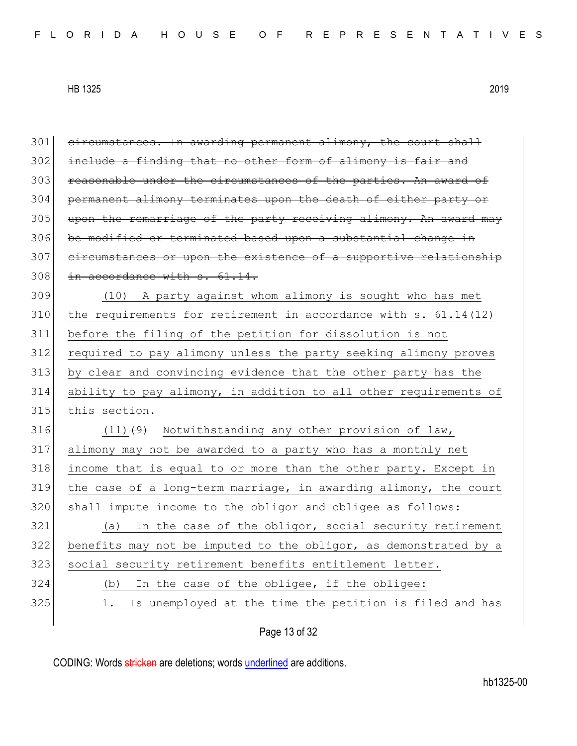301 ~~circumstances. In awarding permanent alimony, the court shall~~
302 ~~include a finding that no other form of alimony is fair and~~
303 ~~reasonable under the circumstances of the parties. An award of~~
304 ~~permanent alimony terminates upon the death of either party or~~
305 ~~upon the remarriage of the party receiving alimony. An award may~~
306 ~~be modified or terminated based upon a substantial change in~~
307 ~~circumstances or upon the existence of a supportive relationship~~
308 ~~in accordance with s. 61.14.~~

309 <u>(10) A party against whom alimony is sought who has met</u>
310 <u>the requirements for retirement in accordance with s. 61.14(12)</u>
311 <u>before the filing of the petition for dissolution is not</u>
312 <u>required to pay alimony unless the party seeking alimony proves</u>
313 <u>by clear and convincing evidence that the other party has the</u>
314 <u>ability to pay alimony, in addition to all other requirements of</u>
315 <u>this section.</u>

316 <u>(11)</u>~~(9)~~ <u>Notwithstanding any other provision of law,</u>
317 <u>alimony may not be awarded to a party who has a monthly net</u>
318 <u>income that is equal to or more than the other party. Except in</u>
319 <u>the case of a long-term marriage, in awarding alimony, the court</u>
320 <u>shall impute income to the obligor and obligee as follows:</u>

321 <u>(a) In the case of the obligor, social security retirement</u>
322 <u>benefits may not be imputed to the obligor, as demonstrated by a</u>
323 <u>social security retirement benefits entitlement letter.</u>

324 <u>(b) In the case of the obligee, if the obligee:</u>

325 <u>1. Is unemployed at the time the petition is filed and has</u>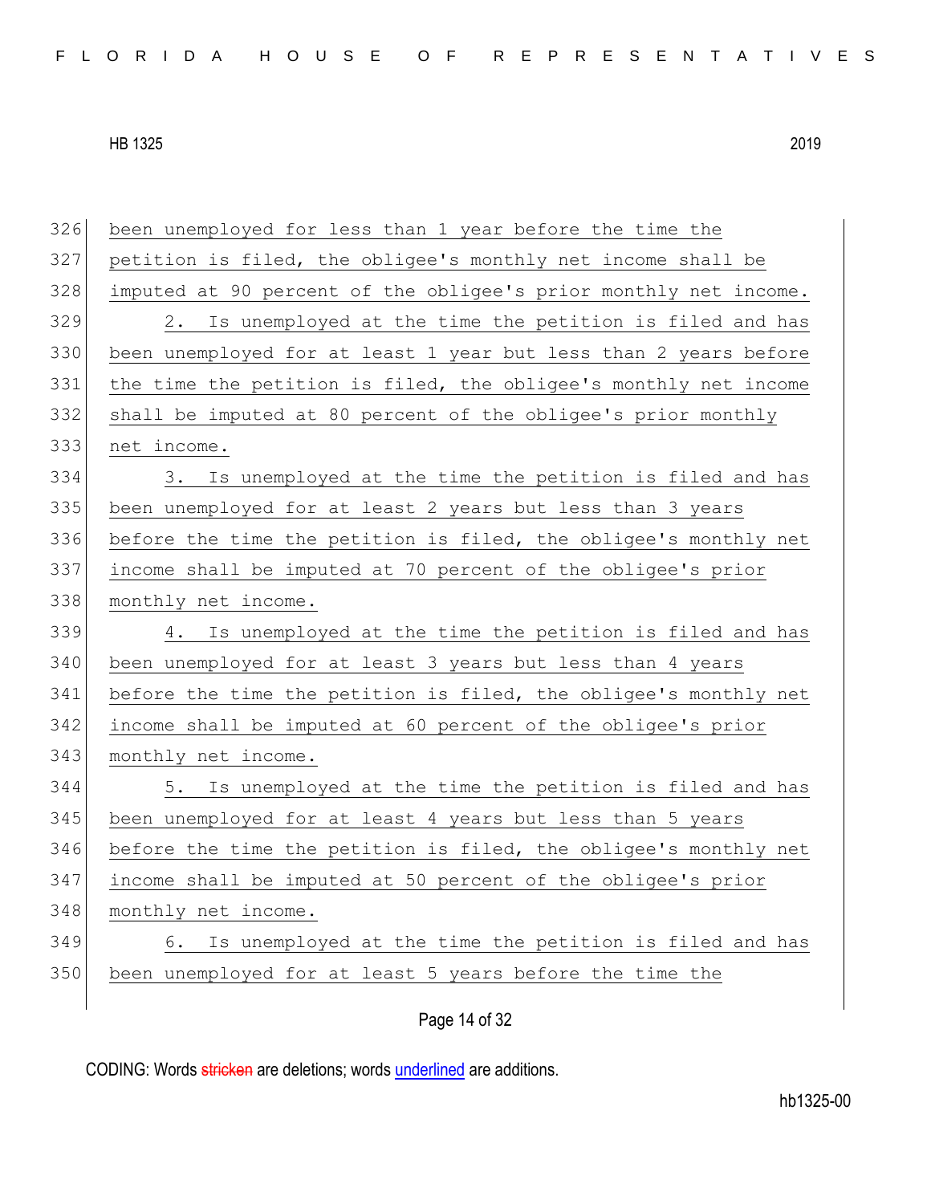326 been unemployed for less than 1 year before the time the
327 petition is filed, the obligee's monthly net income shall be
328 imputed at 90 percent of the obligee's prior monthly net income.
329 2. Is unemployed at the time the petition is filed and has
330 been unemployed for at least 1 year but less than 2 years before
331 the time the petition is filed, the obligee's monthly net income
332 shall be imputed at 80 percent of the obligee's prior monthly
333 net income.
334 3. Is unemployed at the time the petition is filed and has
335 been unemployed for at least 2 years but less than 3 years
336 before the time the petition is filed, the obligee's monthly net
337 income shall be imputed at 70 percent of the obligee's prior
338 monthly net income.
339 4. Is unemployed at the time the petition is filed and has
340 been unemployed for at least 3 years but less than 4 years
341 before the time the petition is filed, the obligee's monthly net
342 income shall be imputed at 60 percent of the obligee's prior
343 monthly net income.
344 5. Is unemployed at the time the petition is filed and has
345 been unemployed for at least 4 years but less than 5 years
346 before the time the petition is filed, the obligee's monthly net
347 income shall be imputed at 50 percent of the obligee's prior
348 monthly net income.
349 6. Is unemployed at the time the petition is filed and has
350 been unemployed for at least 5 years before the time the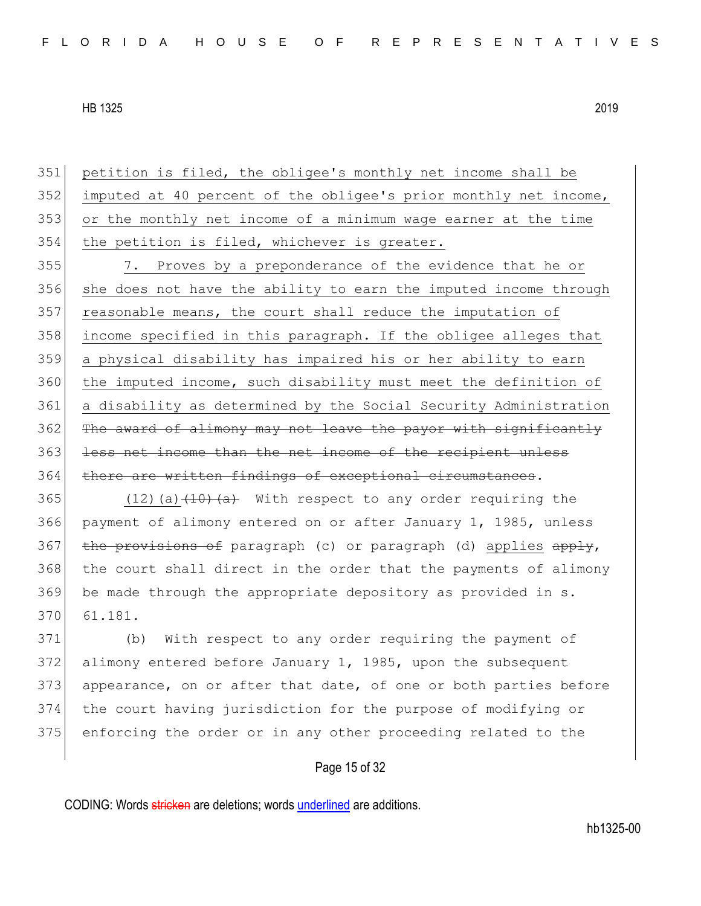petition is filed, the obligee's monthly net income shall be imputed at 40 percent of the obligee's prior monthly net income, or the monthly net income of a minimum wage earner at the time the petition is filed, whichever is greater.

7. Proves by a preponderance of the evidence that he or she does not have the ability to earn the imputed income through reasonable means, the court shall reduce the imputation of income specified in this paragraph. If the obligee alleges that a physical disability has impaired his or her ability to earn the imputed income, such disability must meet the definition of a disability as determined by the Social Security Administration ~~The award of alimony may not leave the payor with significantly less net income than the net income of the recipient unless there are written findings of exceptional circumstances~~.

(12)(a) ~~(10)(a)~~ With respect to any order requiring the payment of alimony entered on or after January 1, 1985, unless ~~the provisions of~~ paragraph (c) or paragraph (d) applies ~~apply~~, the court shall direct in the order that the payments of alimony be made through the appropriate depository as provided in s. 61.181.

(b) With respect to any order requiring the payment of alimony entered before January 1, 1985, upon the subsequent appearance, on or after that date, of one or both parties before the court having jurisdiction for the purpose of modifying or enforcing the order or in any other proceeding related to the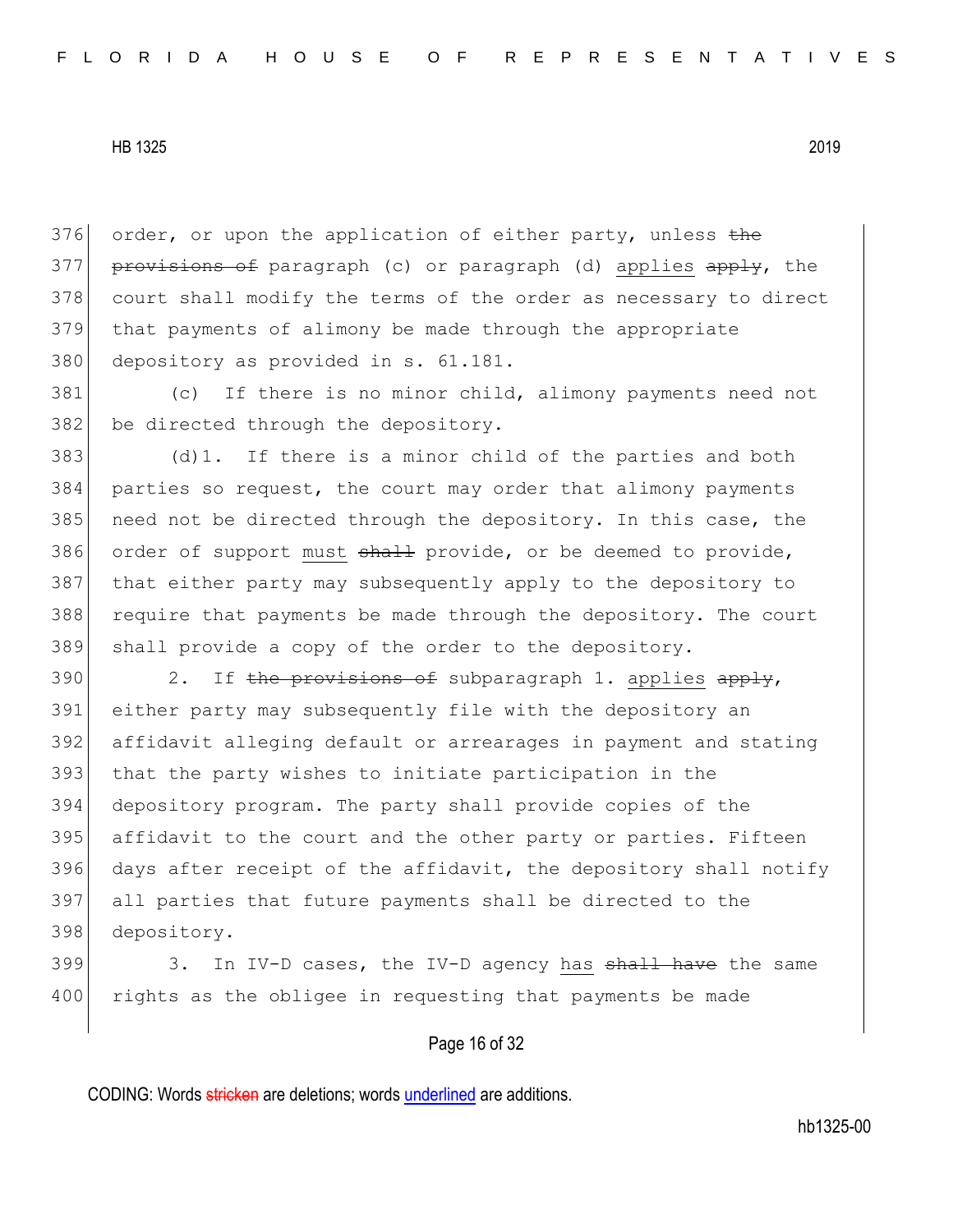order, or upon the application of either party, unless ~~the provisions of~~ paragraph (c) or paragraph (d) applies ~~apply~~, the court shall modify the terms of the order as necessary to direct that payments of alimony be made through the appropriate depository as provided in s. 61.181.

(c) If there is no minor child, alimony payments need not be directed through the depository.

(d)1. If there is a minor child of the parties and both parties so request, the court may order that alimony payments need not be directed through the depository. In this case, the order of support must ~~shall~~ provide, or be deemed to provide, that either party may subsequently apply to the depository to require that payments be made through the depository. The court shall provide a copy of the order to the depository.

2. If ~~the provisions of~~ subparagraph 1. applies ~~apply~~, either party may subsequently file with the depository an affidavit alleging default or arrearages in payment and stating that the party wishes to initiate participation in the depository program. The party shall provide copies of the affidavit to the court and the other party or parties. Fifteen days after receipt of the affidavit, the depository shall notify all parties that future payments shall be directed to the depository.

3. In IV-D cases, the IV-D agency has ~~shall have~~ the same rights as the obligee in requesting that payments be made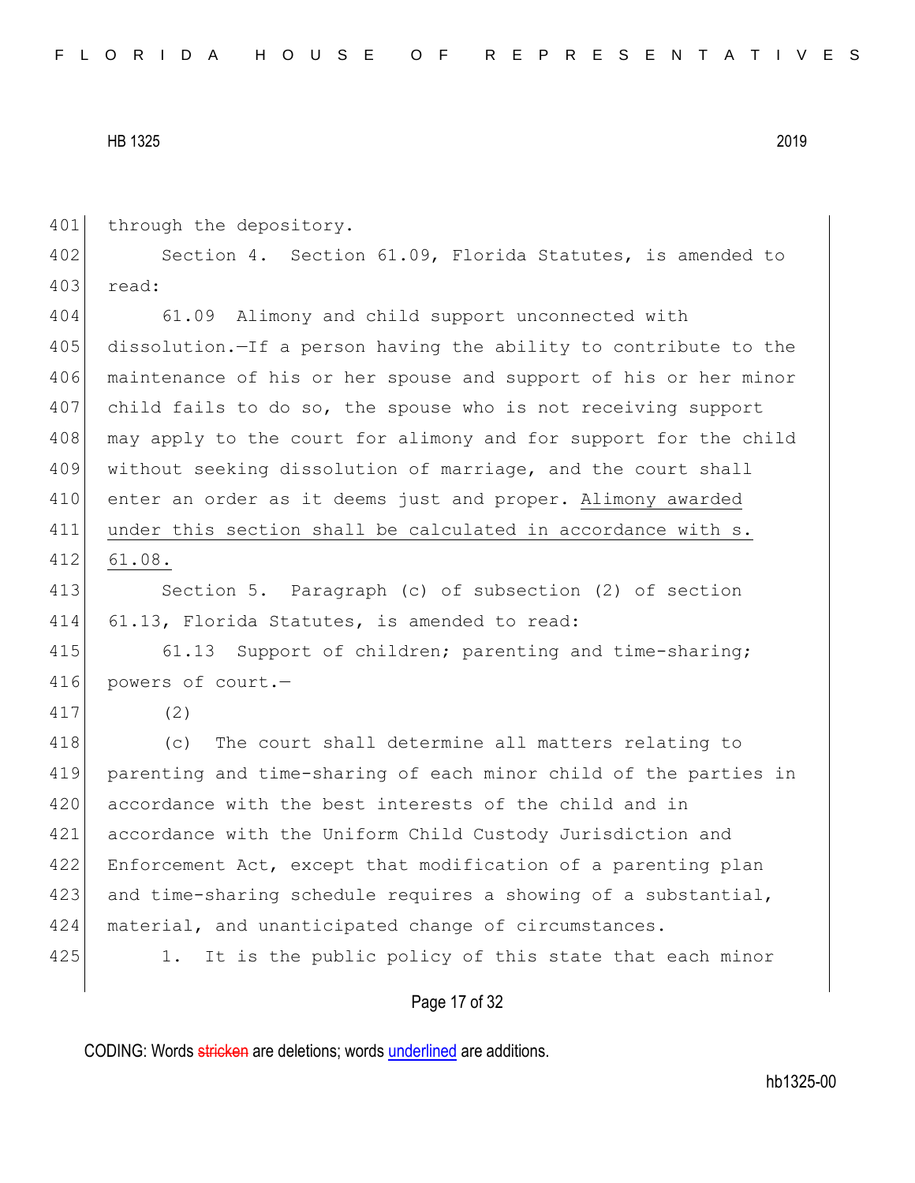through the depository.

Section 4. Section 61.09, Florida Statutes, is amended to read:

61.09 Alimony and child support unconnected with dissolution.—If a person having the ability to contribute to the maintenance of his or her spouse and support of his or her minor child fails to do so, the spouse who is not receiving support may apply to the court for alimony and for support for the child without seeking dissolution of marriage, and the court shall enter an order as it deems just and proper. Alimony awarded under this section shall be calculated in accordance with s. 61.08.

Section 5. Paragraph (c) of subsection (2) of section 61.13, Florida Statutes, is amended to read:

61.13 Support of children; parenting and time-sharing; powers of court.—

(2)

(c) The court shall determine all matters relating to parenting and time-sharing of each minor child of the parties in accordance with the best interests of the child and in accordance with the Uniform Child Custody Jurisdiction and Enforcement Act, except that modification of a parenting plan and time-sharing schedule requires a showing of a substantial, material, and unanticipated change of circumstances.

1. It is the public policy of this state that each minor

CODING: Words stricken are deletions; words underlined are additions.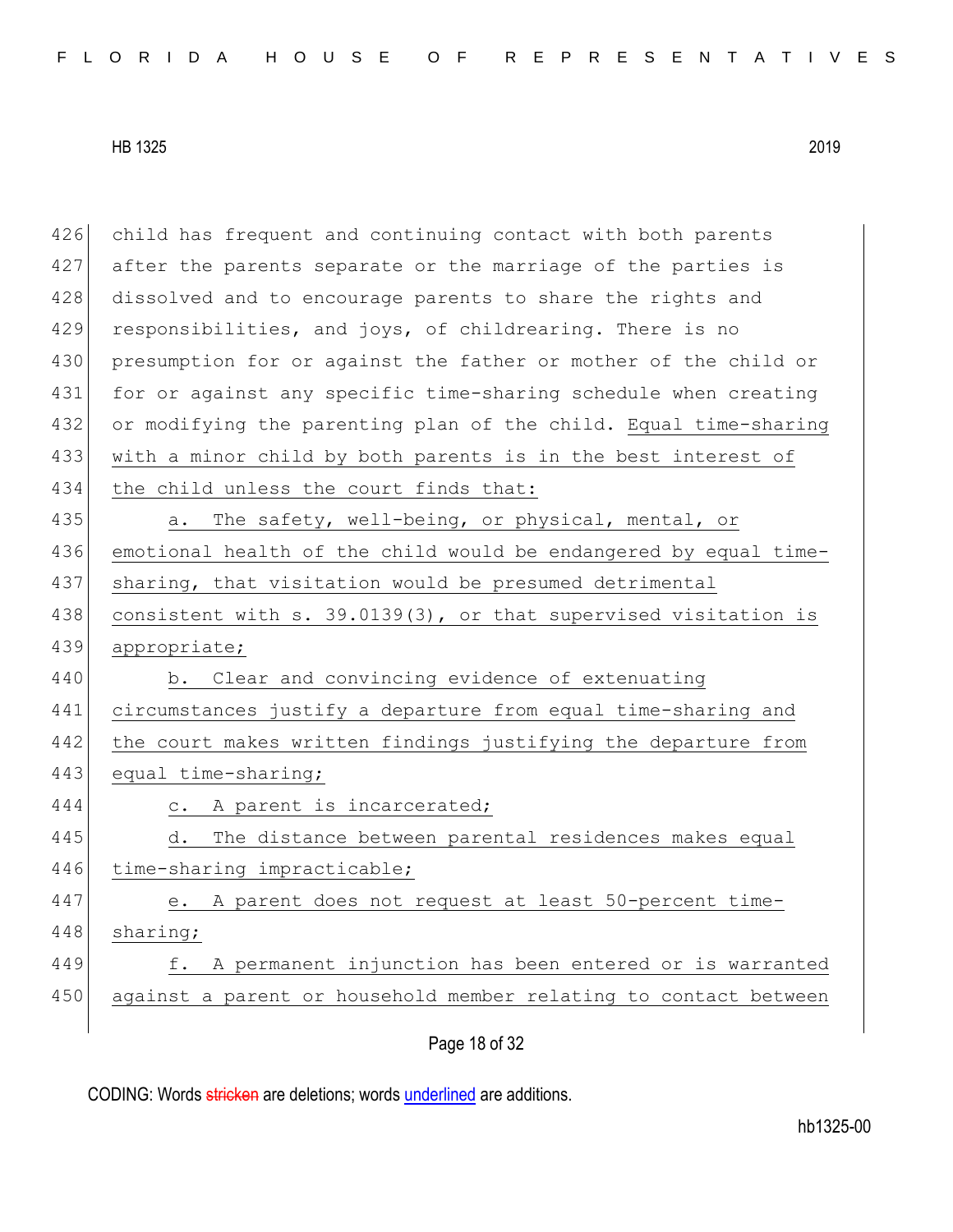426 child has frequent and continuing contact with both parents
427 after the parents separate or the marriage of the parties is
428 dissolved and to encourage parents to share the rights and
429 responsibilities, and joys, of childrearing. There is no
430 presumption for or against the father or mother of the child or
431 for or against any specific time-sharing schedule when creating
432 or modifying the parenting plan of the child. Equal time-sharing
433 with a minor child by both parents is in the best interest of
434 the child unless the court finds that:

435 a. The safety, well-being, or physical, mental, or
436 emotional health of the child would be endangered by equal time-
437 sharing, that visitation would be presumed detrimental
438 consistent with s. 39.0139(3), or that supervised visitation is
439 appropriate;

440 b. Clear and convincing evidence of extenuating
441 circumstances justify a departure from equal time-sharing and
442 the court makes written findings justifying the departure from
443 equal time-sharing;

444 c. A parent is incarcerated;

445 d. The distance between parental residences makes equal
446 time-sharing impracticable;

447 e. A parent does not request at least 50-percent time-
448 sharing;

449 f. A permanent injunction has been entered or is warranted
450 against a parent or household member relating to contact between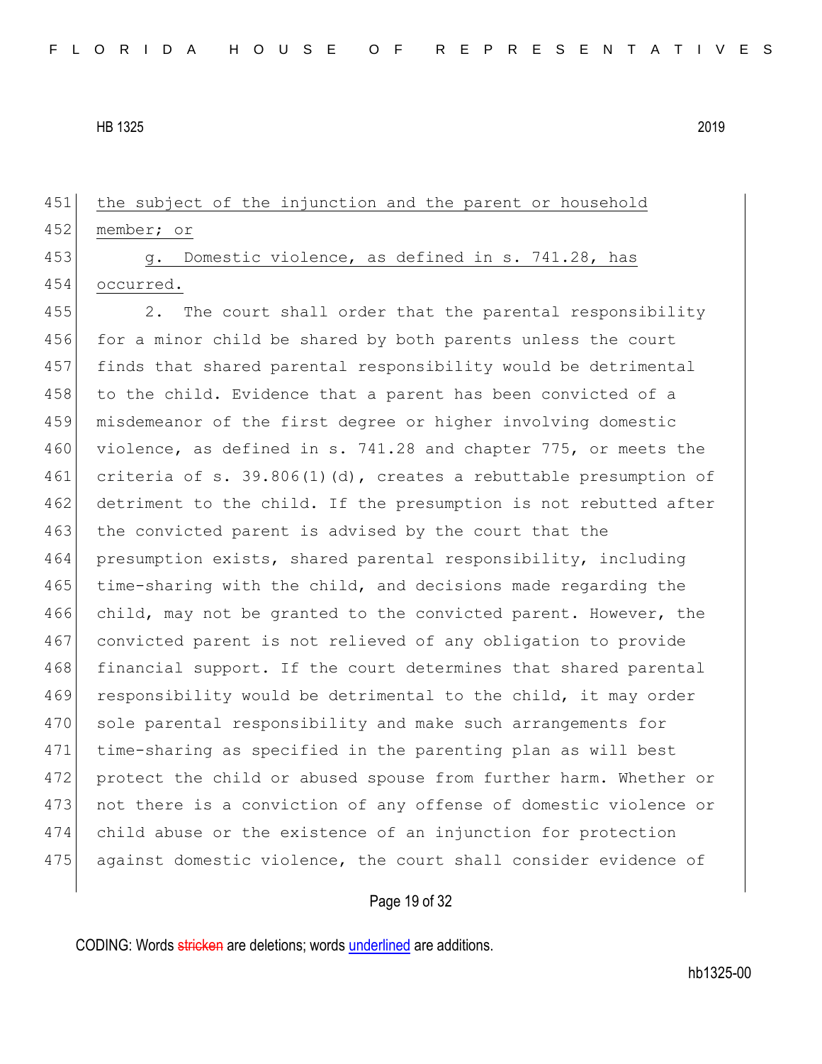451 <u>the subject of the injunction and the parent or household</u>
452 <u>member; or</u>

453 <u>g. Domestic violence, as defined in s. 741.28, has</u>
454 <u>occurred.</u>

455 2. The court shall order that the parental responsibility
456 for a minor child be shared by both parents unless the court
457 finds that shared parental responsibility would be detrimental
458 to the child. Evidence that a parent has been convicted of a
459 misdemeanor of the first degree or higher involving domestic
460 violence, as defined in s. 741.28 and chapter 775, or meets the
461 criteria of s. 39.806(1)(d), creates a rebuttable presumption of
462 detriment to the child. If the presumption is not rebutted after
463 the convicted parent is advised by the court that the
464 presumption exists, shared parental responsibility, including
465 time-sharing with the child, and decisions made regarding the
466 child, may not be granted to the convicted parent. However, the
467 convicted parent is not relieved of any obligation to provide
468 financial support. If the court determines that shared parental
469 responsibility would be detrimental to the child, it may order
470 sole parental responsibility and make such arrangements for
471 time-sharing as specified in the parenting plan as will best
472 protect the child or abused spouse from further harm. Whether or
473 not there is a conviction of any offense of domestic violence or
474 child abuse or the existence of an injunction for protection
475 against domestic violence, the court shall consider evidence of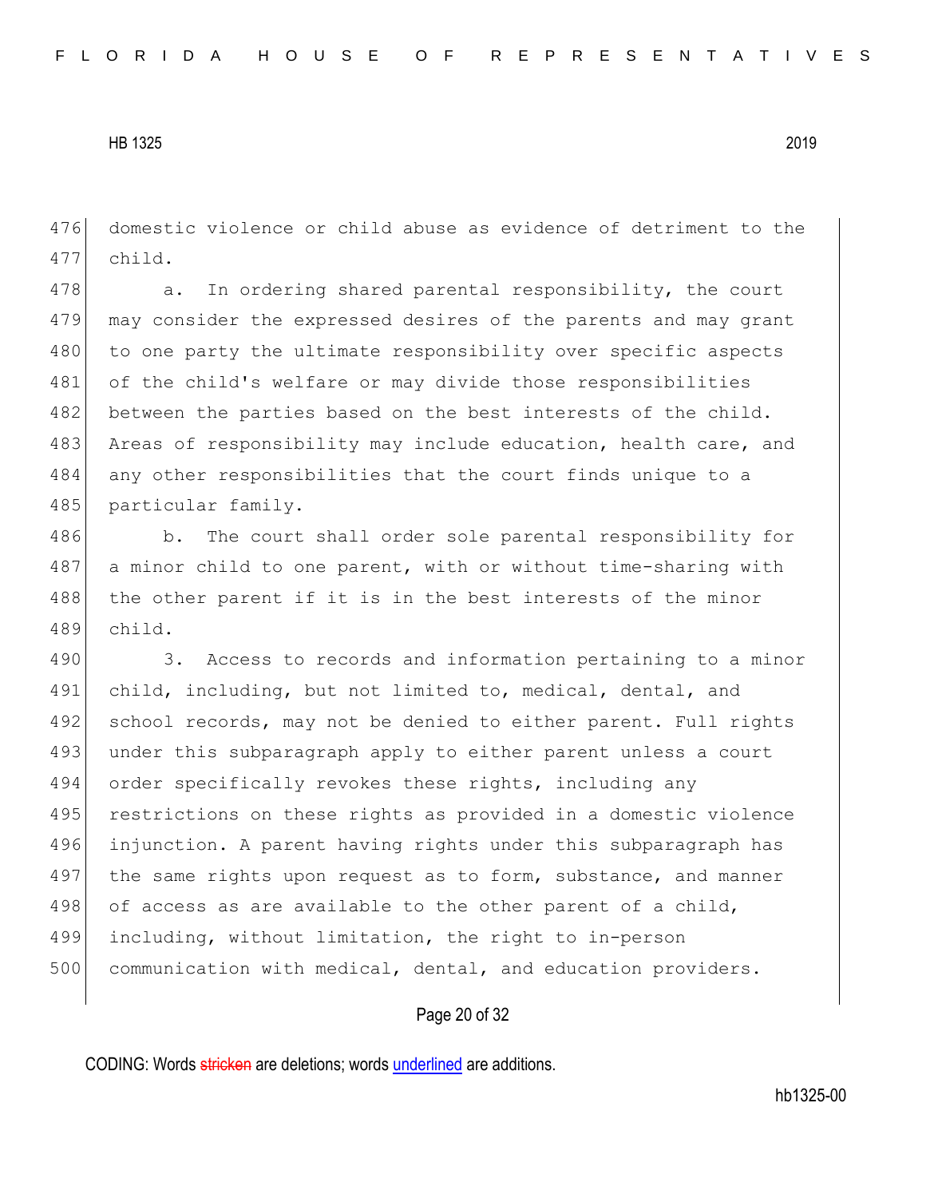domestic violence or child abuse as evidence of detriment to the child.

a. In ordering shared parental responsibility, the court may consider the expressed desires of the parents and may grant to one party the ultimate responsibility over specific aspects of the child's welfare or may divide those responsibilities between the parties based on the best interests of the child. Areas of responsibility may include education, health care, and any other responsibilities that the court finds unique to a particular family.

b. The court shall order sole parental responsibility for a minor child to one parent, with or without time-sharing with the other parent if it is in the best interests of the minor child.

3. Access to records and information pertaining to a minor child, including, but not limited to, medical, dental, and school records, may not be denied to either parent. Full rights under this subparagraph apply to either parent unless a court order specifically revokes these rights, including any restrictions on these rights as provided in a domestic violence injunction. A parent having rights under this subparagraph has the same rights upon request as to form, substance, and manner of access as are available to the other parent of a child, including, without limitation, the right to in-person communication with medical, dental, and education providers.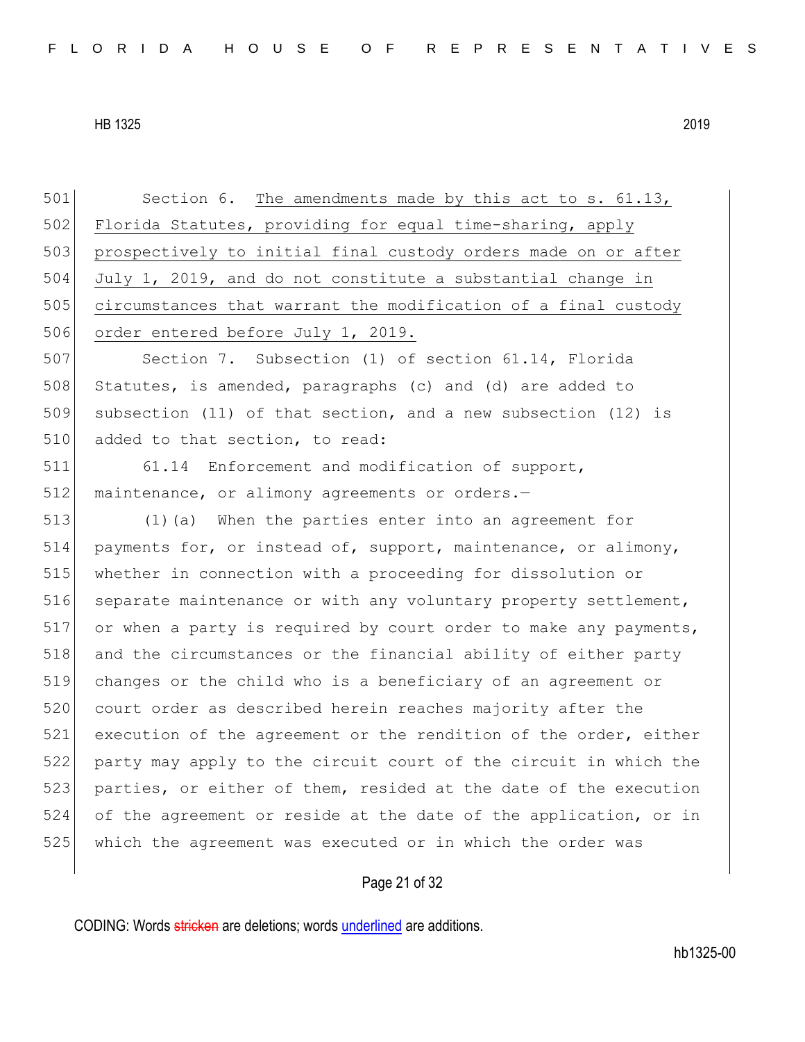501 Section 6. <u>The amendments made by this act to s. 61.13,</u>
502 <u>Florida Statutes, providing for equal time-sharing, apply</u>
503 <u>prospectively to initial final custody orders made on or after</u>
504 <u>July 1, 2019, and do not constitute a substantial change in</u>
505 <u>circumstances that warrant the modification of a final custody</u>
506 <u>order entered before July 1, 2019.</u>
507 Section 7. Subsection (1) of section 61.14, Florida
508 Statutes, is amended, paragraphs (c) and (d) are added to
509 subsection (11) of that section, and a new subsection (12) is
510 added to that section, to read:
511 61.14 Enforcement and modification of support,
512 maintenance, or alimony agreements or orders.—
513 (1)(a) When the parties enter into an agreement for
514 payments for, or instead of, support, maintenance, or alimony,
515 whether in connection with a proceeding for dissolution or
516 separate maintenance or with any voluntary property settlement,
517 or when a party is required by court order to make any payments,
518 and the circumstances or the financial ability of either party
519 changes or the child who is a beneficiary of an agreement or
520 court order as described herein reaches majority after the
521 execution of the agreement or the rendition of the order, either
522 party may apply to the circuit court of the circuit in which the
523 parties, or either of them, resided at the date of the execution
524 of the agreement or reside at the date of the application, or in
525 which the agreement was executed or in which the order was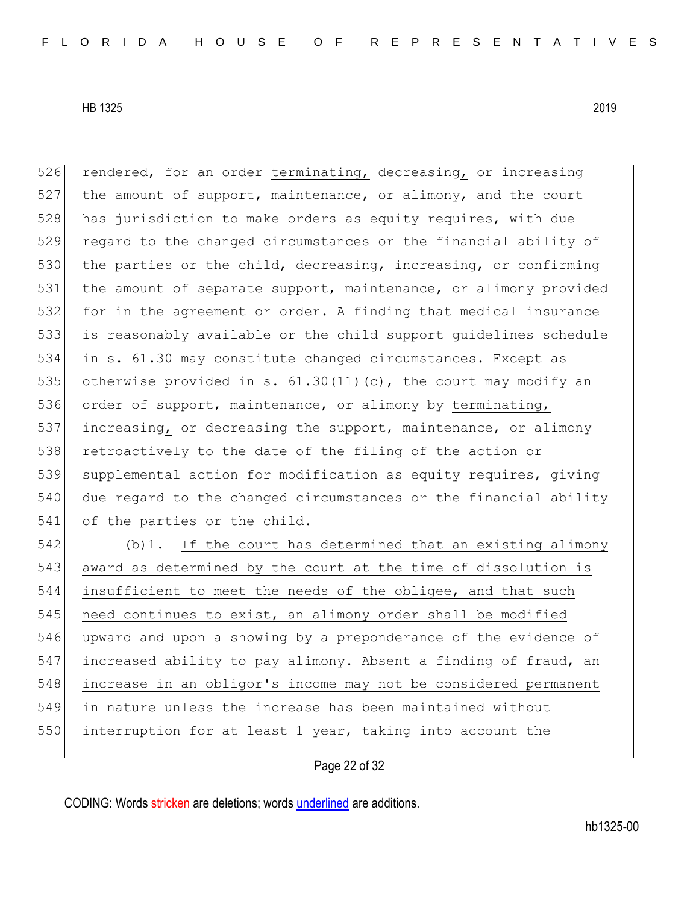rendered, for an order <u>terminating,</u> decreasing<u>,</u> or increasing the amount of support, maintenance, or alimony, and the court has jurisdiction to make orders as equity requires, with due regard to the changed circumstances or the financial ability of the parties or the child, decreasing, increasing, or confirming the amount of separate support, maintenance, or alimony provided for in the agreement or order. A finding that medical insurance is reasonably available or the child support guidelines schedule in s. 61.30 may constitute changed circumstances. Except as otherwise provided in s. 61.30(11)(c), the court may modify an order of support, maintenance, or alimony by <u>terminating,</u> increasing<u>,</u> or decreasing the support, maintenance, or alimony retroactively to the date of the filing of the action or supplemental action for modification as equity requires, giving due regard to the changed circumstances or the financial ability of the parties or the child.

(b)1. <u>If the court has determined that an existing alimony award as determined by the court at the time of dissolution is insufficient to meet the needs of the obligee, and that such need continues to exist, an alimony order shall be modified upward and upon a showing by a preponderance of the evidence of increased ability to pay alimony. Absent a finding of fraud, an increase in an obligor's income may not be considered permanent in nature unless the increase has been maintained without interruption for at least 1 year, taking into account the</u>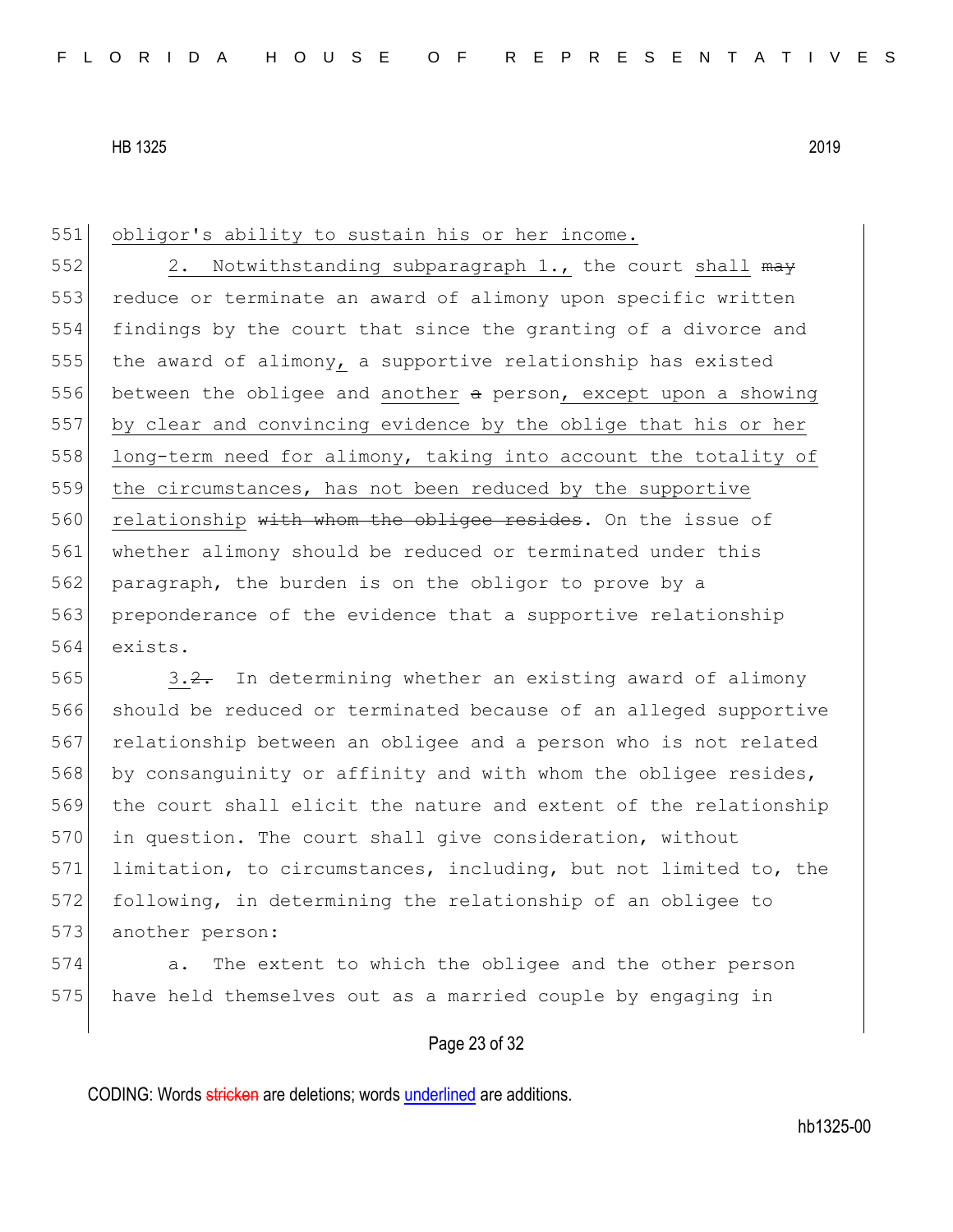551 obligor's ability to sustain his or her income.

552 2. Notwithstanding subparagraph 1., the court shall ~~may~~ 553 reduce or terminate an award of alimony upon specific written 554 findings by the court that since the granting of a divorce and 555 the award of alimony, a supportive relationship has existed 556 between the obligee and another ~~a~~ person, except upon a showing 557 by clear and convincing evidence by the oblige that his or her 558 long-term need for alimony, taking into account the totality of 559 the circumstances, has not been reduced by the supportive 560 relationship ~~with whom the obligee resides~~. On the issue of 561 whether alimony should be reduced or terminated under this 562 paragraph, the burden is on the obligor to prove by a 563 preponderance of the evidence that a supportive relationship 564 exists.

565 3.~~2.~~ In determining whether an existing award of alimony 566 should be reduced or terminated because of an alleged supportive 567 relationship between an obligee and a person who is not related 568 by consanguinity or affinity and with whom the obligee resides, 569 the court shall elicit the nature and extent of the relationship 570 in question. The court shall give consideration, without 571 limitation, to circumstances, including, but not limited to, the 572 following, in determining the relationship of an obligee to 573 another person:

574 a. The extent to which the obligee and the other person 575 have held themselves out as a married couple by engaging in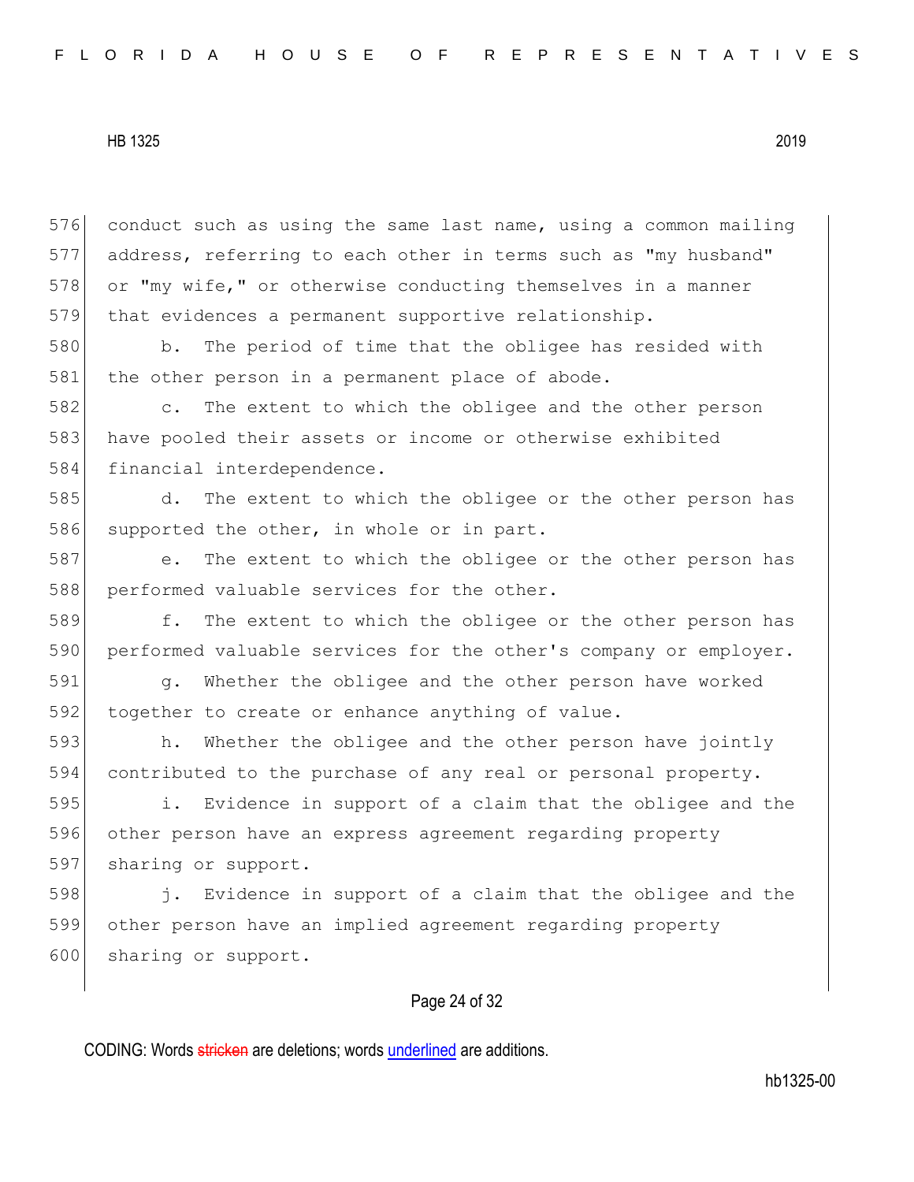conduct such as using the same last name, using a common mailing address, referring to each other in terms such as "my husband" or "my wife," or otherwise conducting themselves in a manner that evidences a permanent supportive relationship.

b. The period of time that the obligee has resided with the other person in a permanent place of abode.

c. The extent to which the obligee and the other person have pooled their assets or income or otherwise exhibited financial interdependence.

d. The extent to which the obligee or the other person has supported the other, in whole or in part.

e. The extent to which the obligee or the other person has performed valuable services for the other.

f. The extent to which the obligee or the other person has performed valuable services for the other's company or employer.

g. Whether the obligee and the other person have worked together to create or enhance anything of value.

h. Whether the obligee and the other person have jointly contributed to the purchase of any real or personal property.

i. Evidence in support of a claim that the obligee and the other person have an express agreement regarding property sharing or support.

j. Evidence in support of a claim that the obligee and the other person have an implied agreement regarding property sharing or support.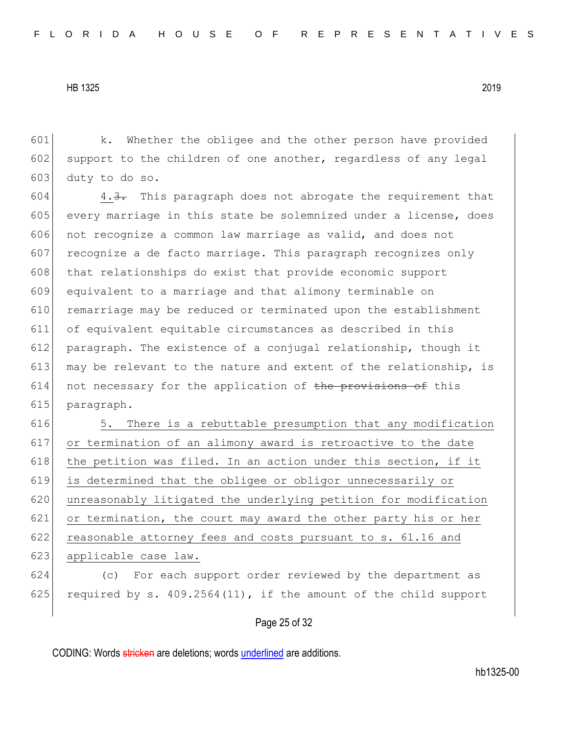k. Whether the obligee and the other person have provided support to the children of one another, regardless of any legal duty to do so.

4.~~3.~~ This paragraph does not abrogate the requirement that every marriage in this state be solemnized under a license, does not recognize a common law marriage as valid, and does not recognize a de facto marriage. This paragraph recognizes only that relationships do exist that provide economic support equivalent to a marriage and that alimony terminable on remarriage may be reduced or terminated upon the establishment of equivalent equitable circumstances as described in this paragraph. The existence of a conjugal relationship, though it may be relevant to the nature and extent of the relationship, is not necessary for the application of ~~the provisions of~~ this paragraph.

<u>5. There is a rebuttable presumption that any modification or termination of an alimony award is retroactive to the date the petition was filed. In an action under this section, if it is determined that the obligee or obligor unnecessarily or unreasonably litigated the underlying petition for modification or termination, the court may award the other party his or her reasonable attorney fees and costs pursuant to s. 61.16 and applicable case law.</u>

(c) For each support order reviewed by the department as required by s. 409.2564(11), if the amount of the child support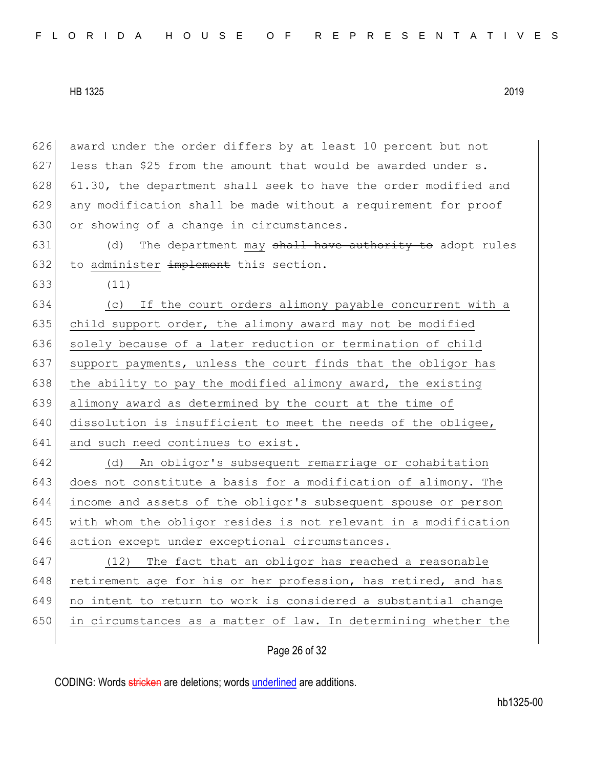award under the order differs by at least 10 percent but not less than $25 from the amount that would be awarded under s. 61.30, the department shall seek to have the order modified and any modification shall be made without a requirement for proof or showing of a change in circumstances.

(d) The department may ~~shall have authority to~~ adopt rules to administer ~~implement~~ this section.

(11)

(c) If the court orders alimony payable concurrent with a child support order, the alimony award may not be modified solely because of a later reduction or termination of child support payments, unless the court finds that the obligor has the ability to pay the modified alimony award, the existing alimony award as determined by the court at the time of dissolution is insufficient to meet the needs of the obligee, and such need continues to exist.

(d) An obligor's subsequent remarriage or cohabitation does not constitute a basis for a modification of alimony. The income and assets of the obligor's subsequent spouse or person with whom the obligor resides is not relevant in a modification action except under exceptional circumstances.

(12) The fact that an obligor has reached a reasonable retirement age for his or her profession, has retired, and has no intent to return to work is considered a substantial change in circumstances as a matter of law. In determining whether the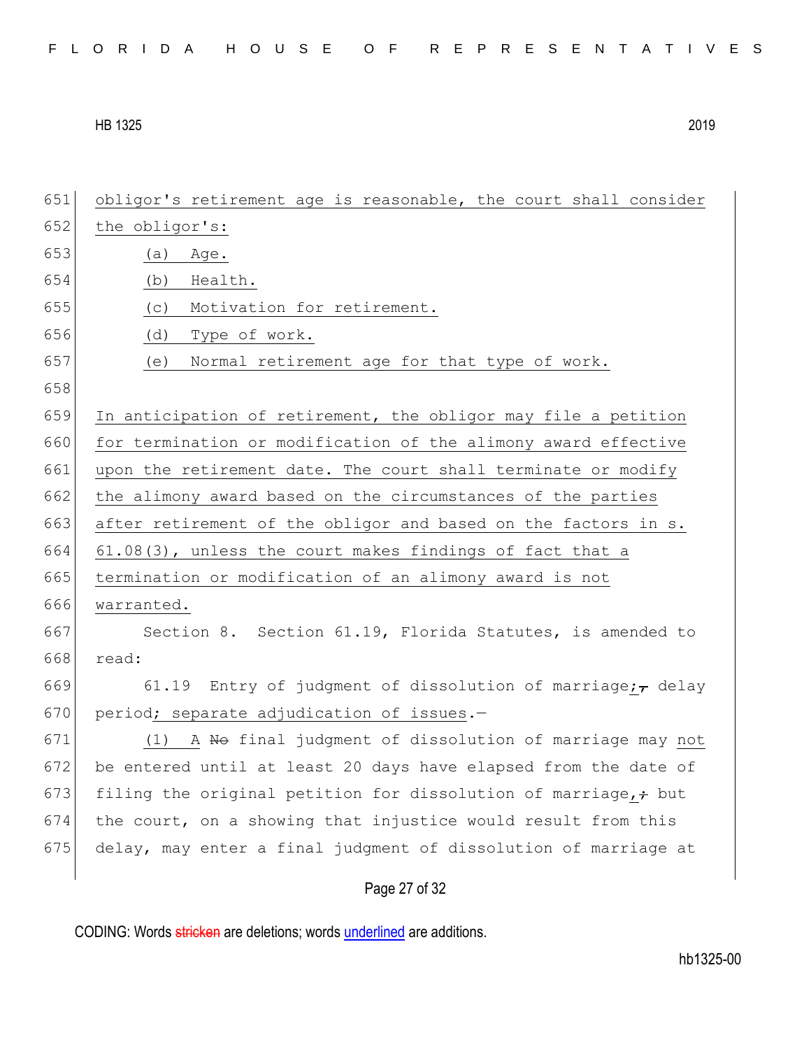651 obligor's retirement age is reasonable, the court shall consider
652 the obligor's:
653 (a) Age.
654 (b) Health.
655 (c) Motivation for retirement.
656 (d) Type of work.
657 (e) Normal retirement age for that type of work.
658
659 In anticipation of retirement, the obligor may file a petition
660 for termination or modification of the alimony award effective
661 upon the retirement date. The court shall terminate or modify
662 the alimony award based on the circumstances of the parties
663 after retirement of the obligor and based on the factors in s.
664 61.08(3), unless the court makes findings of fact that a
665 termination or modification of an alimony award is not
666 warranted.
667 Section 8. Section 61.19, Florida Statutes, is amended to
668 read:
669 61.19 Entry of judgment of dissolution of marriage;, delay
670 period; separate adjudication of issues.—
671 (1) A No final judgment of dissolution of marriage may not
672 be entered until at least 20 days have elapsed from the date of
673 filing the original petition for dissolution of marriage,; but
674 the court, on a showing that injustice would result from this
675 delay, may enter a final judgment of dissolution of marriage at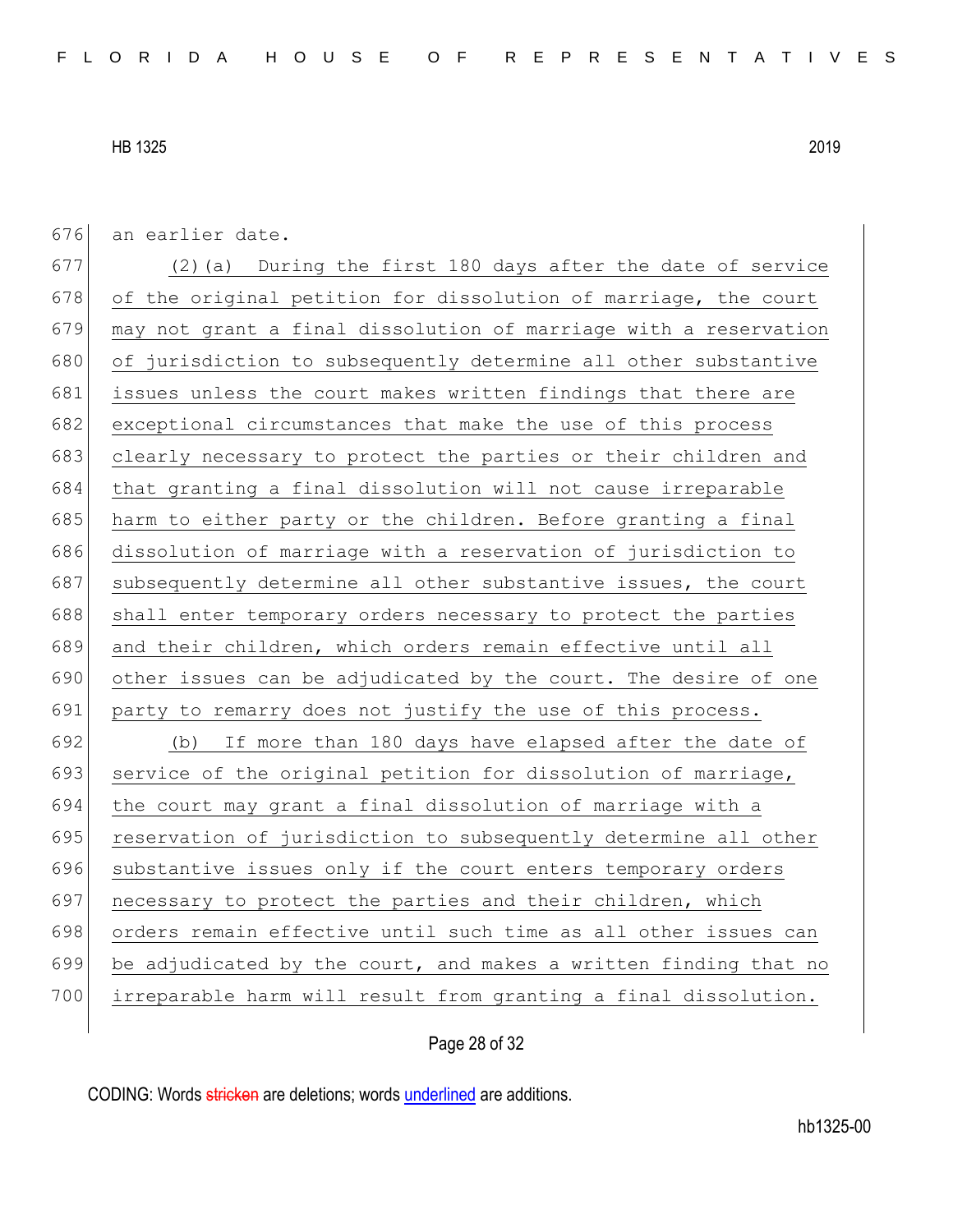an earlier date.

(2)(a) During the first 180 days after the date of service of the original petition for dissolution of marriage, the court may not grant a final dissolution of marriage with a reservation of jurisdiction to subsequently determine all other substantive issues unless the court makes written findings that there are exceptional circumstances that make the use of this process clearly necessary to protect the parties or their children and that granting a final dissolution will not cause irreparable harm to either party or the children. Before granting a final dissolution of marriage with a reservation of jurisdiction to subsequently determine all other substantive issues, the court shall enter temporary orders necessary to protect the parties and their children, which orders remain effective until all other issues can be adjudicated by the court. The desire of one party to remarry does not justify the use of this process.

(b) If more than 180 days have elapsed after the date of service of the original petition for dissolution of marriage, the court may grant a final dissolution of marriage with a reservation of jurisdiction to subsequently determine all other substantive issues only if the court enters temporary orders necessary to protect the parties and their children, which orders remain effective until such time as all other issues can be adjudicated by the court, and makes a written finding that no irreparable harm will result from granting a final dissolution.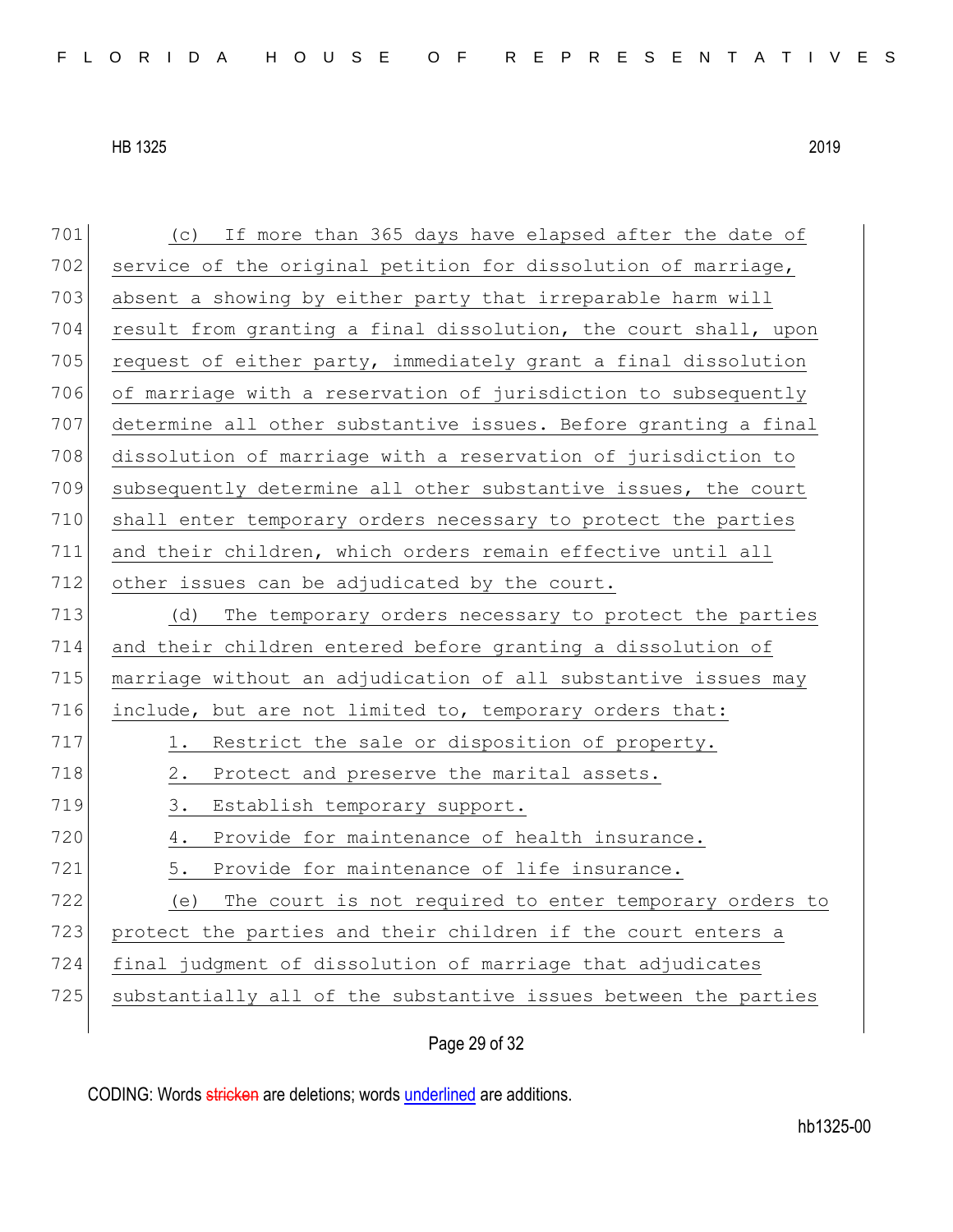(c) If more than 365 days have elapsed after the date of service of the original petition for dissolution of marriage, absent a showing by either party that irreparable harm will result from granting a final dissolution, the court shall, upon request of either party, immediately grant a final dissolution of marriage with a reservation of jurisdiction to subsequently determine all other substantive issues. Before granting a final dissolution of marriage with a reservation of jurisdiction to subsequently determine all other substantive issues, the court shall enter temporary orders necessary to protect the parties and their children, which orders remain effective until all other issues can be adjudicated by the court.

(d) The temporary orders necessary to protect the parties and their children entered before granting a dissolution of marriage without an adjudication of all substantive issues may include, but are not limited to, temporary orders that:

1. Restrict the sale or disposition of property.

2. Protect and preserve the marital assets.

3. Establish temporary support.

4. Provide for maintenance of health insurance.

5. Provide for maintenance of life insurance.

(e) The court is not required to enter temporary orders to protect the parties and their children if the court enters a final judgment of dissolution of marriage that adjudicates substantially all of the substantive issues between the parties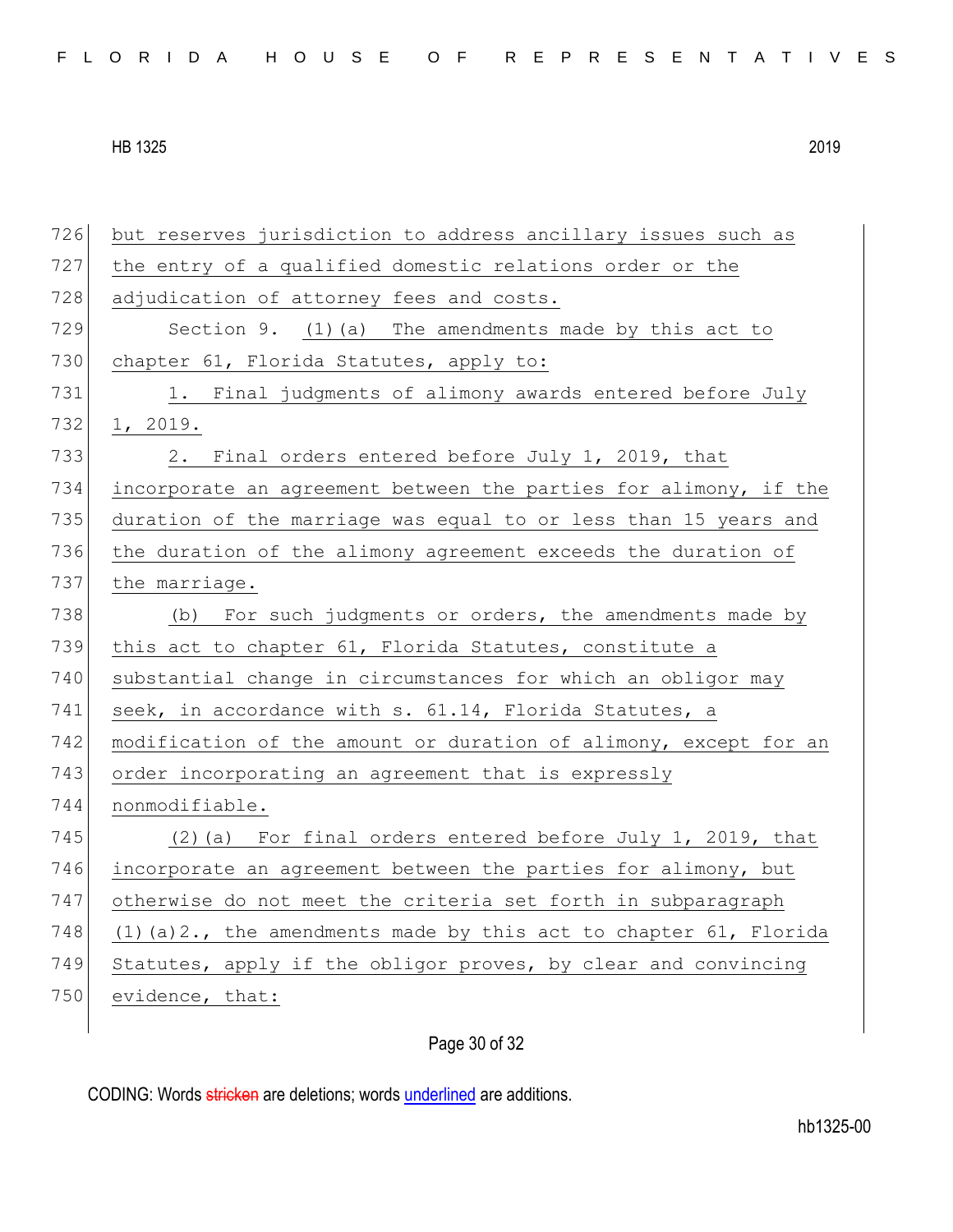but reserves jurisdiction to address ancillary issues such as the entry of a qualified domestic relations order or the adjudication of attorney fees and costs.

Section 9. (1)(a) The amendments made by this act to chapter 61, Florida Statutes, apply to:

1. Final judgments of alimony awards entered before July 1, 2019.

2. Final orders entered before July 1, 2019, that incorporate an agreement between the parties for alimony, if the duration of the marriage was equal to or less than 15 years and the duration of the alimony agreement exceeds the duration of the marriage.

(b) For such judgments or orders, the amendments made by this act to chapter 61, Florida Statutes, constitute a substantial change in circumstances for which an obligor may seek, in accordance with s. 61.14, Florida Statutes, a modification of the amount or duration of alimony, except for an order incorporating an agreement that is expressly nonmodifiable.

(2)(a) For final orders entered before July 1, 2019, that incorporate an agreement between the parties for alimony, but otherwise do not meet the criteria set forth in subparagraph (1)(a)2., the amendments made by this act to chapter 61, Florida Statutes, apply if the obligor proves, by clear and convincing evidence, that: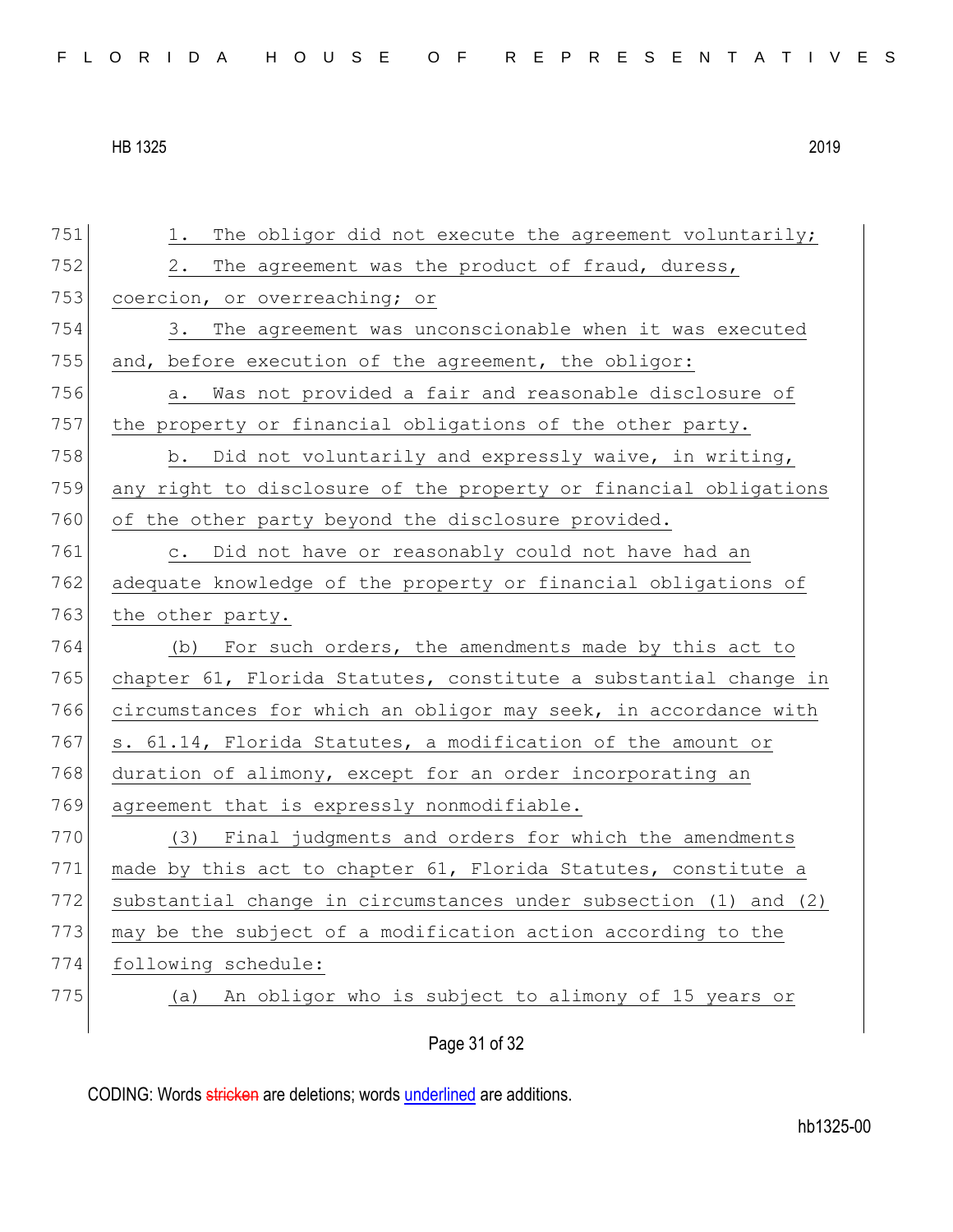1. The obligor did not execute the agreement voluntarily;

2. The agreement was the product of fraud, duress, coercion, or overreaching; or

3. The agreement was unconscionable when it was executed and, before execution of the agreement, the obligor:

a. Was not provided a fair and reasonable disclosure of the property or financial obligations of the other party.

b. Did not voluntarily and expressly waive, in writing, any right to disclosure of the property or financial obligations of the other party beyond the disclosure provided.

c. Did not have or reasonably could not have had an adequate knowledge of the property or financial obligations of the other party.

(b) For such orders, the amendments made by this act to chapter 61, Florida Statutes, constitute a substantial change in circumstances for which an obligor may seek, in accordance with s. 61.14, Florida Statutes, a modification of the amount or duration of alimony, except for an order incorporating an agreement that is expressly nonmodifiable.

(3) Final judgments and orders for which the amendments made by this act to chapter 61, Florida Statutes, constitute a substantial change in circumstances under subsection (1) and (2) may be the subject of a modification action according to the following schedule:

(a) An obligor who is subject to alimony of 15 years or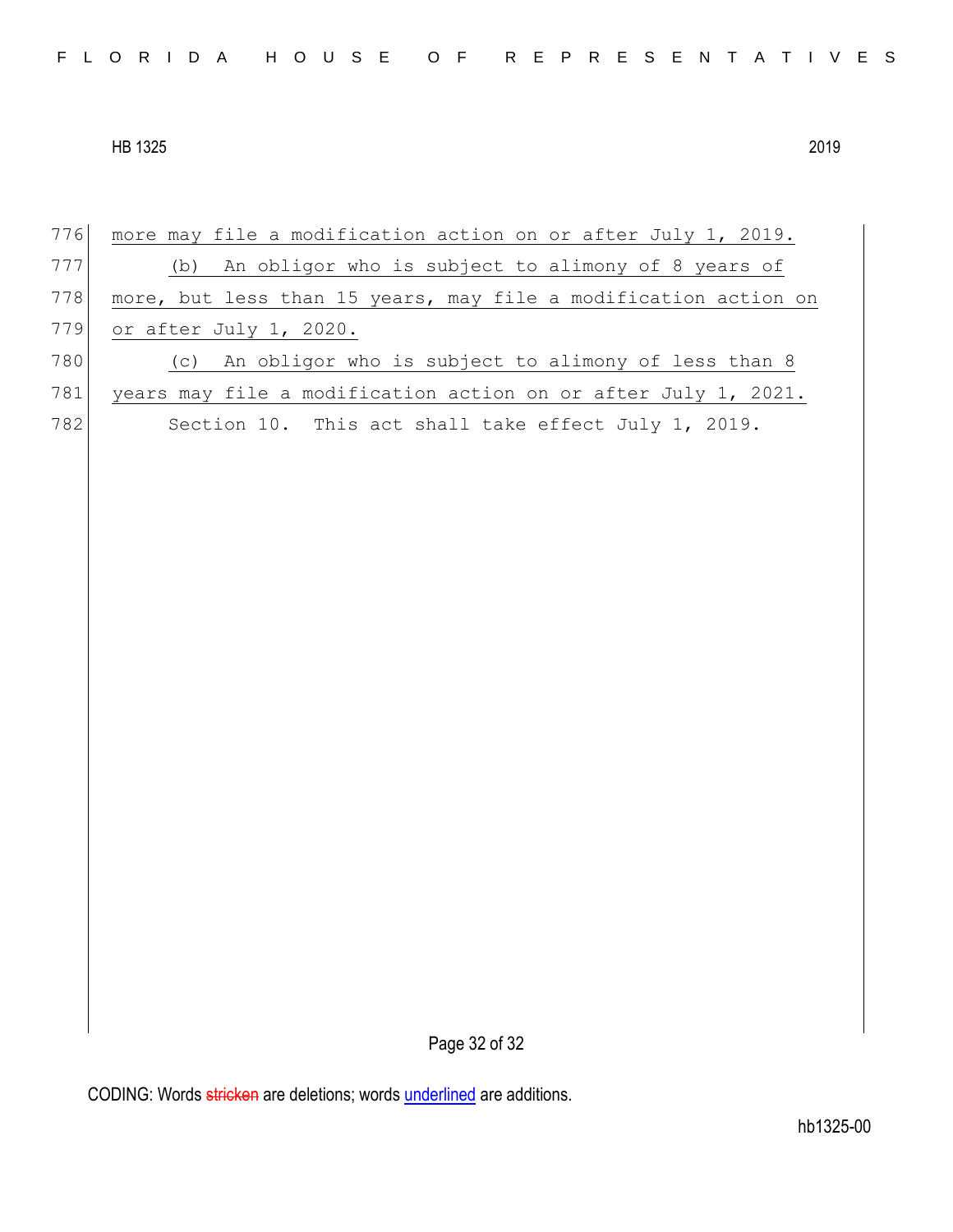776 more may file a modification action on or after July 1, 2019.

777 (b) An obligor who is subject to alimony of 8 years of

778 more, but less than 15 years, may file a modification action on

779 or after July 1, 2020.

780 (c) An obligor who is subject to alimony of less than 8

781 years may file a modification action on or after July 1, 2021.

782 Section 10. This act shall take effect July 1, 2019.

CODING: Words stricken are deletions; words underlined are additions.